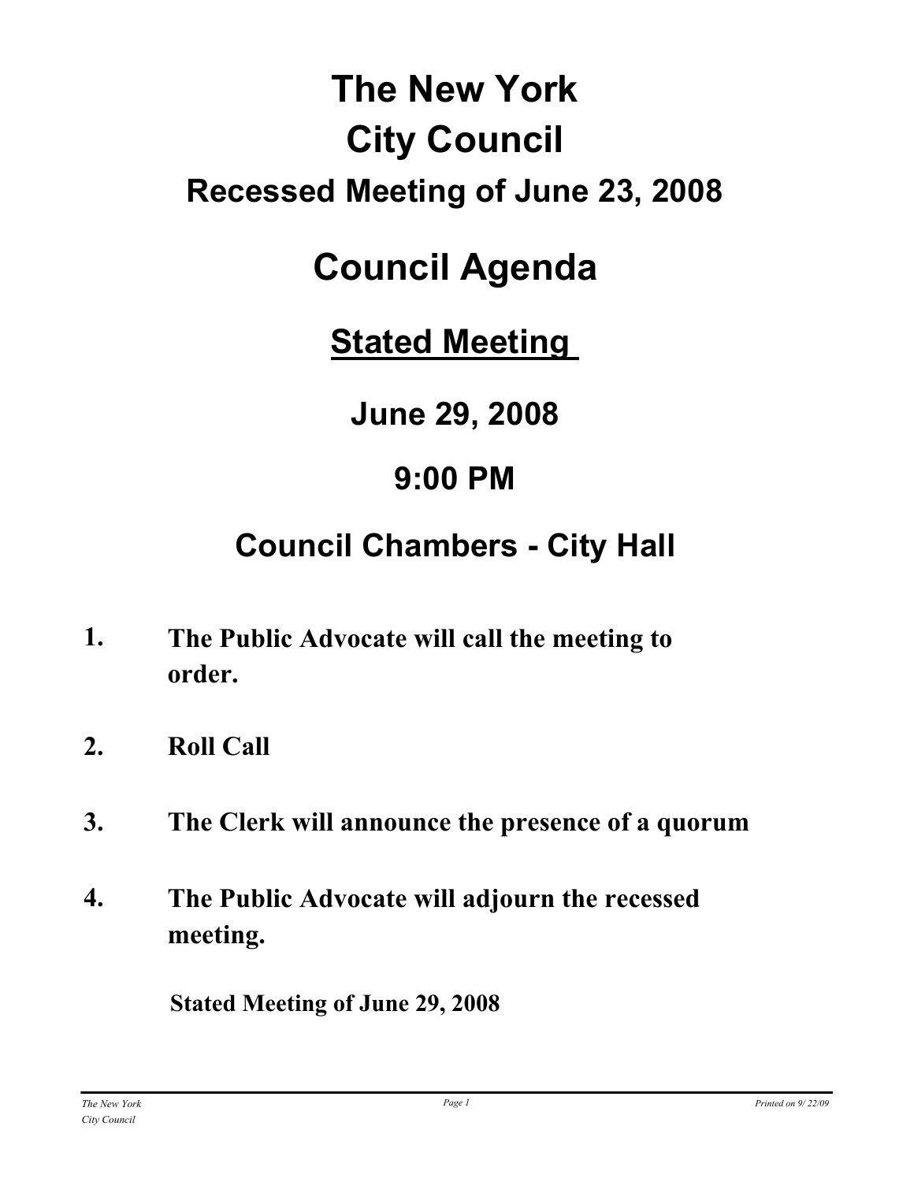# The New York City Council

## Recessed Meeting of June 23, 2008

# Council Agenda

## Stated Meeting

## June 29, 2008

## 9:00 PM

## Council Chambers - City Hall

1. **The Public Advocate will call the meeting to order.**
2. **Roll Call**
3. **The Clerk will announce the presence of a quorum**
4. **The Public Advocate will adjourn the recessed meeting.**

**Stated Meeting of June 29, 2008**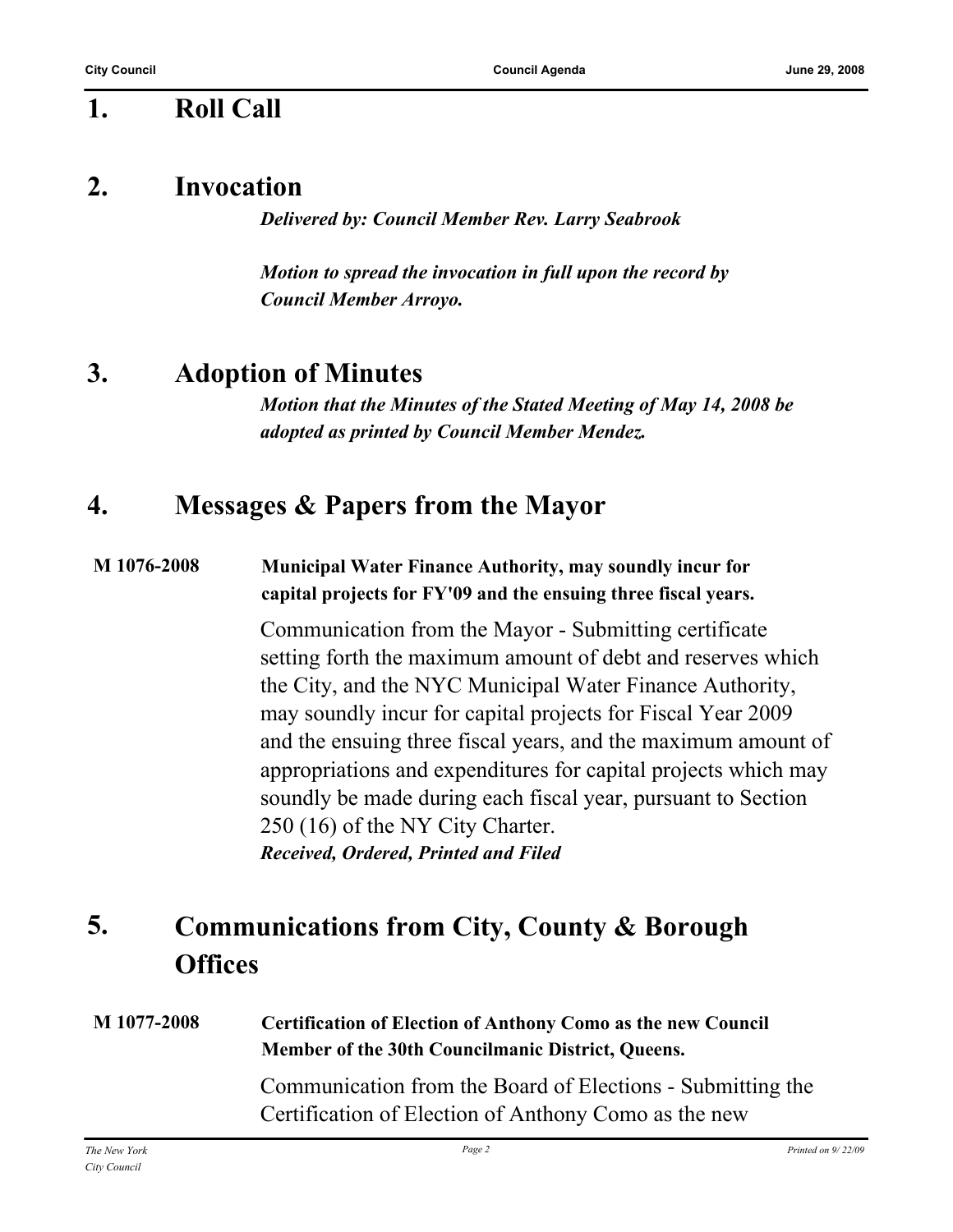## 1. Roll Call

## 2. Invocation

***Delivered by: Council Member Rev. Larry Seabrook***

***Motion to spread the invocation in full upon the record by Council Member Arroyo.***

## 3. Adoption of Minutes

***Motion that the Minutes of the Stated Meeting of May 14, 2008 be adopted as printed by Council Member Mendez.***

## 4. Messages & Papers from the Mayor

**M 1076-2008** **Municipal Water Finance Authority, may soundly incur for capital projects for FY'09 and the ensuing three fiscal years.**

Communication from the Mayor - Submitting certificate setting forth the maximum amount of debt and reserves which the City, and the NYC Municipal Water Finance Authority, may soundly incur for capital projects for Fiscal Year 2009 and the ensuing three fiscal years, and the maximum amount of appropriations and expenditures for capital projects which may soundly be made during each fiscal year, pursuant to Section 250 (16) of the NY City Charter.
***Received, Ordered, Printed and Filed***

## 5. Communications from City, County & Borough Offices

**M 1077-2008** **Certification of Election of Anthony Como as the new Council Member of the 30th Councilmanic District, Queens.**

Communication from the Board of Elections - Submitting the Certification of Election of Anthony Como as the new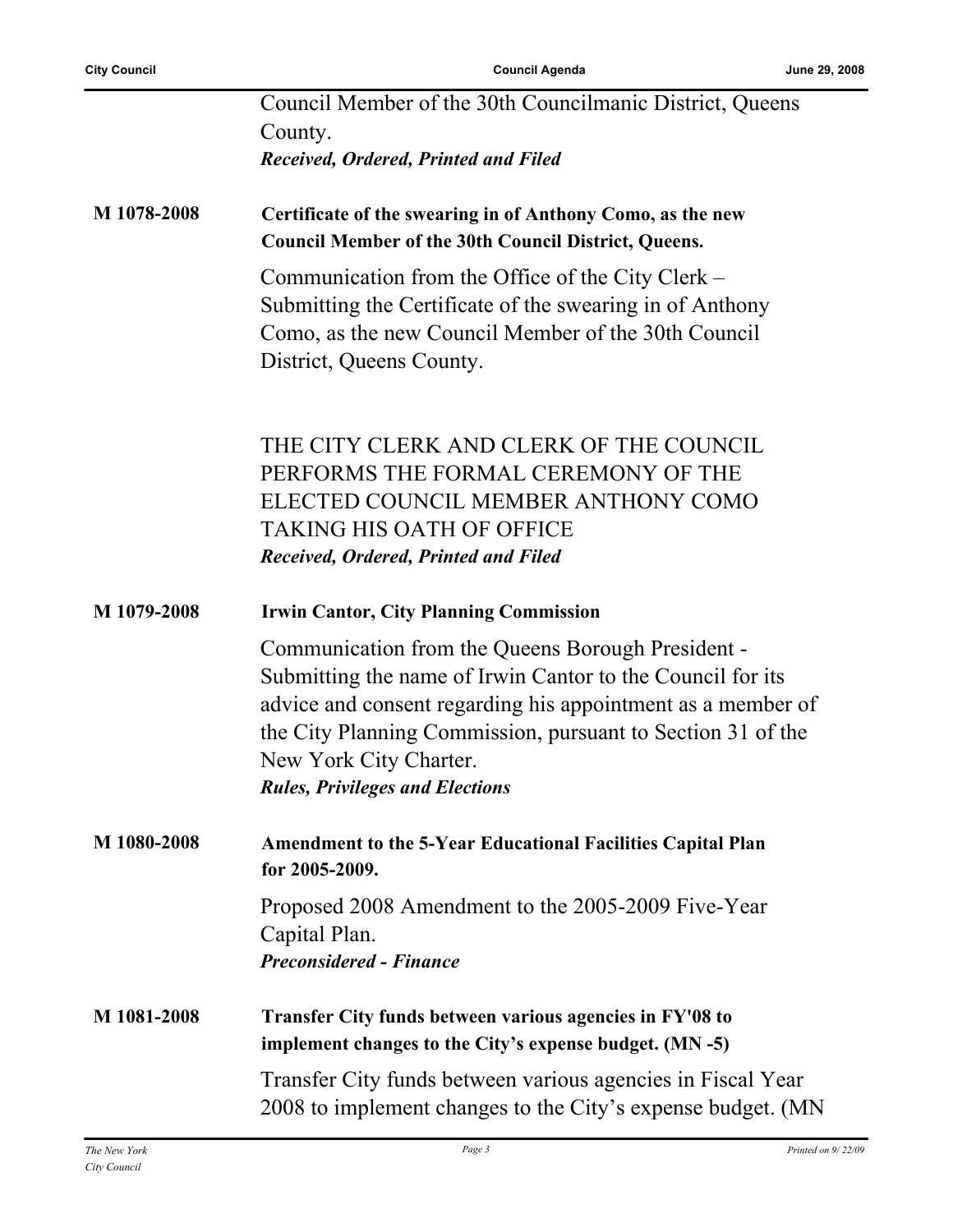Council Member of the 30th Councilmanic District, Queens County.

***Received, Ordered, Printed and Filed***

**M 1078-2008** **Certificate of the swearing in of Anthony Como, as the new Council Member of the 30th Council District, Queens.**

Communication from the Office of the City Clerk – Submitting the Certificate of the swearing in of Anthony Como, as the new Council Member of the 30th Council District, Queens County.

THE CITY CLERK AND CLERK OF THE COUNCIL PERFORMS THE FORMAL CEREMONY OF THE ELECTED COUNCIL MEMBER ANTHONY COMO TAKING HIS OATH OF OFFICE

***Received, Ordered, Printed and Filed***

**M 1079-2008** **Irwin Cantor, City Planning Commission**

Communication from the Queens Borough President - Submitting the name of Irwin Cantor to the Council for its advice and consent regarding his appointment as a member of the City Planning Commission, pursuant to Section 31 of the New York City Charter.

***Rules, Privileges and Elections***

**M 1080-2008** **Amendment to the 5-Year Educational Facilities Capital Plan for 2005-2009.**

Proposed 2008 Amendment to the 2005-2009 Five-Year Capital Plan.

***Preconsidered - Finance***

**M 1081-2008** **Transfer City funds between various agencies in FY'08 to implement changes to the City's expense budget. (MN -5)**

Transfer City funds between various agencies in Fiscal Year 2008 to implement changes to the City's expense budget. (MN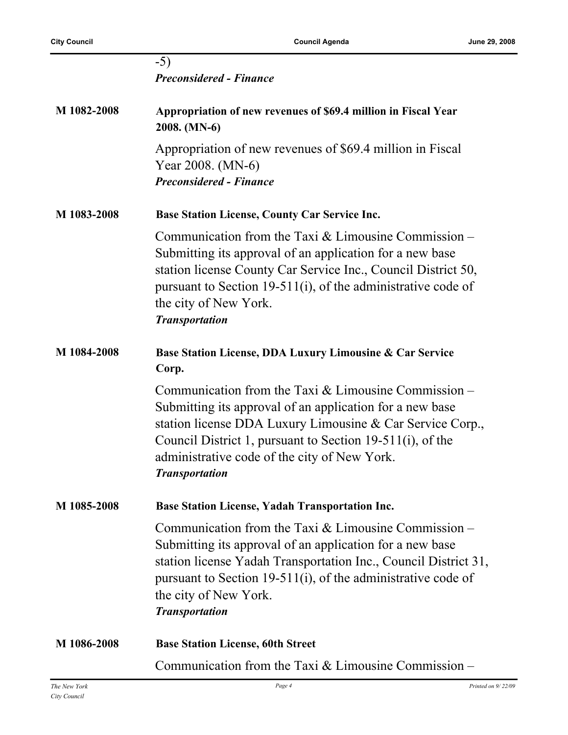-5)
***Preconsidered - Finance***

**M 1082-2008** **Appropriation of new revenues of $69.4 million in Fiscal Year 2008. (MN-6)**

Appropriation of new revenues of $69.4 million in Fiscal Year 2008. (MN-6)
***Preconsidered - Finance***

**M 1083-2008** **Base Station License, County Car Service Inc.**

Communication from the Taxi & Limousine Commission – Submitting its approval of an application for a new base station license County Car Service Inc., Council District 50, pursuant to Section 19-511(i), of the administrative code of the city of New York.
***Transportation***

**M 1084-2008** **Base Station License, DDA Luxury Limousine & Car Service Corp.**

Communication from the Taxi & Limousine Commission – Submitting its approval of an application for a new base station license DDA Luxury Limousine & Car Service Corp., Council District 1, pursuant to Section 19-511(i), of the administrative code of the city of New York.
***Transportation***

**M 1085-2008** **Base Station License, Yadah Transportation Inc.**

Communication from the Taxi & Limousine Commission – Submitting its approval of an application for a new base station license Yadah Transportation Inc., Council District 31, pursuant to Section 19-511(i), of the administrative code of the city of New York.
***Transportation***

**M 1086-2008** **Base Station License, 60th Street**

Communication from the Taxi & Limousine Commission –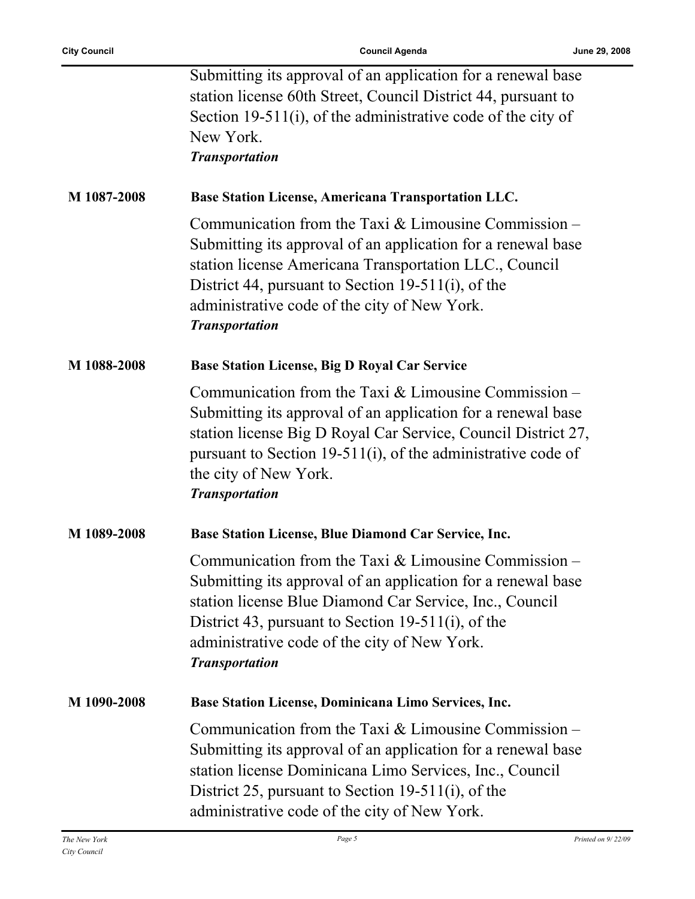Submitting its approval of an application for a renewal base station license 60th Street, Council District 44, pursuant to Section 19-511(i), of the administrative code of the city of New York.
***Transportation***

**M 1087-2008** **Base Station License, Americana Transportation LLC.**

Communication from the Taxi & Limousine Commission – Submitting its approval of an application for a renewal base station license Americana Transportation LLC., Council District 44, pursuant to Section 19-511(i), of the administrative code of the city of New York.
***Transportation***

**M 1088-2008** **Base Station License, Big D Royal Car Service**

Communication from the Taxi & Limousine Commission – Submitting its approval of an application for a renewal base station license Big D Royal Car Service, Council District 27, pursuant to Section 19-511(i), of the administrative code of the city of New York.
***Transportation***

**M 1089-2008** **Base Station License, Blue Diamond Car Service, Inc.**

Communication from the Taxi & Limousine Commission – Submitting its approval of an application for a renewal base station license Blue Diamond Car Service, Inc., Council District 43, pursuant to Section 19-511(i), of the administrative code of the city of New York.
***Transportation***

**M 1090-2008** **Base Station License, Dominicana Limo Services, Inc.**

Communication from the Taxi & Limousine Commission – Submitting its approval of an application for a renewal base station license Dominicana Limo Services, Inc., Council District 25, pursuant to Section 19-511(i), of the administrative code of the city of New York.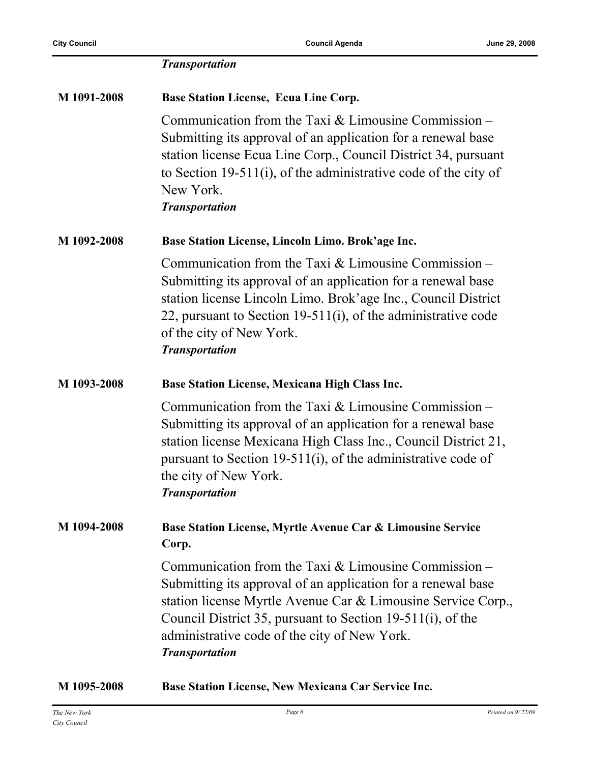*Transportation*

**M 1091-2008** **Base Station License, Ecua Line Corp.**

Communication from the Taxi & Limousine Commission – Submitting its approval of an application for a renewal base station license Ecua Line Corp., Council District 34, pursuant to Section 19-511(i), of the administrative code of the city of New York.

***Transportation***

**M 1092-2008** **Base Station License, Lincoln Limo. Brok'age Inc.**

Communication from the Taxi & Limousine Commission – Submitting its approval of an application for a renewal base station license Lincoln Limo. Brok'age Inc., Council District 22, pursuant to Section 19-511(i), of the administrative code of the city of New York.

***Transportation***

**M 1093-2008** **Base Station License, Mexicana High Class Inc.**

Communication from the Taxi & Limousine Commission – Submitting its approval of an application for a renewal base station license Mexicana High Class Inc., Council District 21, pursuant to Section 19-511(i), of the administrative code of the city of New York.

***Transportation***

**M 1094-2008** **Base Station License, Myrtle Avenue Car & Limousine Service Corp.**

Communication from the Taxi & Limousine Commission – Submitting its approval of an application for a renewal base station license Myrtle Avenue Car & Limousine Service Corp., Council District 35, pursuant to Section 19-511(i), of the administrative code of the city of New York.

***Transportation***

**M 1095-2008** **Base Station License, New Mexicana Car Service Inc.**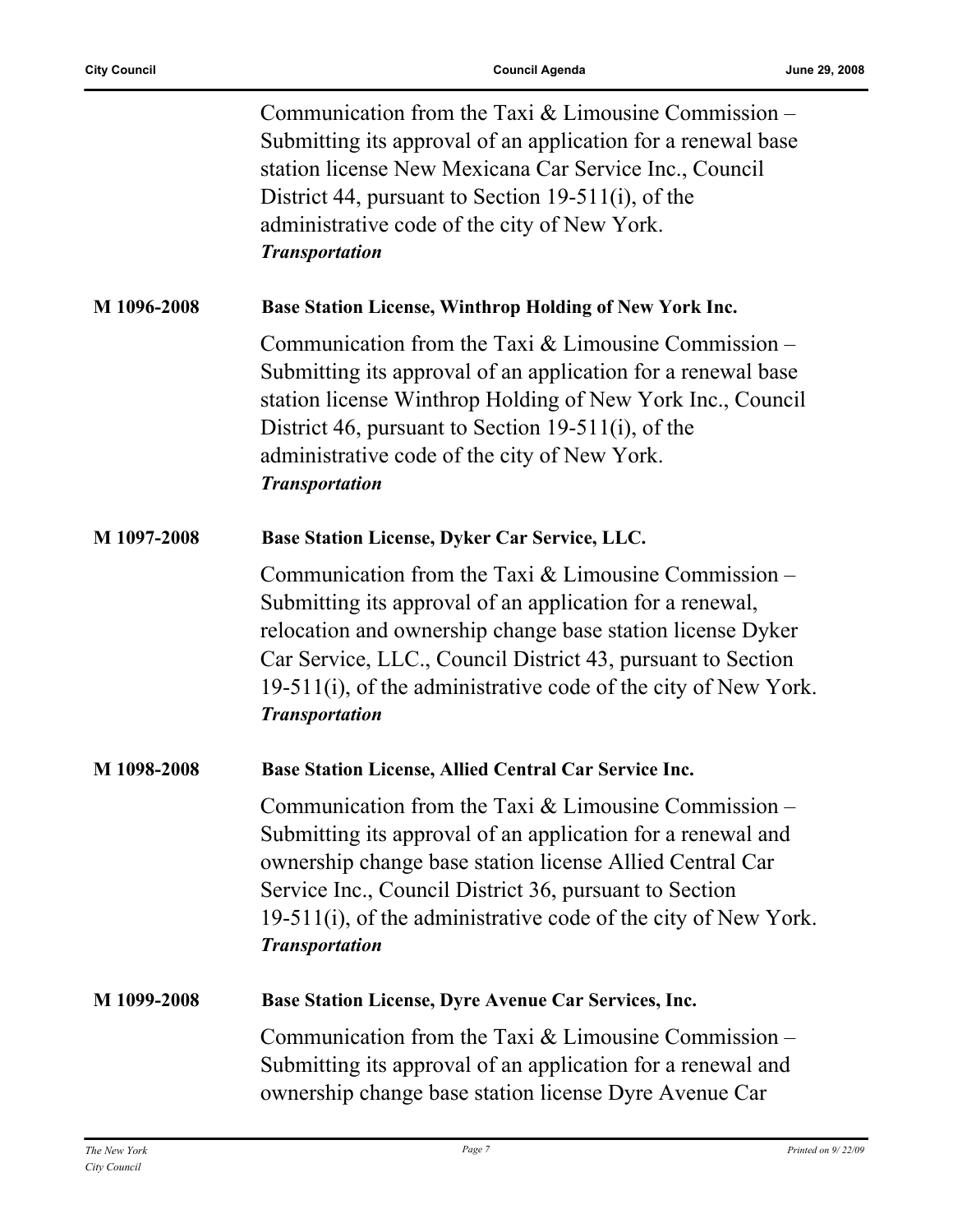Communication from the Taxi & Limousine Commission – Submitting its approval of an application for a renewal base station license New Mexicana Car Service Inc., Council District 44, pursuant to Section 19-511(i), of the administrative code of the city of New York.
***Transportation***

**M 1096-2008** **Base Station License, Winthrop Holding of New York Inc.**

Communication from the Taxi & Limousine Commission – Submitting its approval of an application for a renewal base station license Winthrop Holding of New York Inc., Council District 46, pursuant to Section 19-511(i), of the administrative code of the city of New York.
***Transportation***

**M 1097-2008** **Base Station License, Dyker Car Service, LLC.**

Communication from the Taxi & Limousine Commission – Submitting its approval of an application for a renewal, relocation and ownership change base station license Dyker Car Service, LLC., Council District 43, pursuant to Section 19-511(i), of the administrative code of the city of New York.
***Transportation***

**M 1098-2008** **Base Station License, Allied Central Car Service Inc.**

Communication from the Taxi & Limousine Commission – Submitting its approval of an application for a renewal and ownership change base station license Allied Central Car Service Inc., Council District 36, pursuant to Section 19-511(i), of the administrative code of the city of New York.
***Transportation***

**M 1099-2008** **Base Station License, Dyre Avenue Car Services, Inc.**

Communication from the Taxi & Limousine Commission – Submitting its approval of an application for a renewal and ownership change base station license Dyre Avenue Car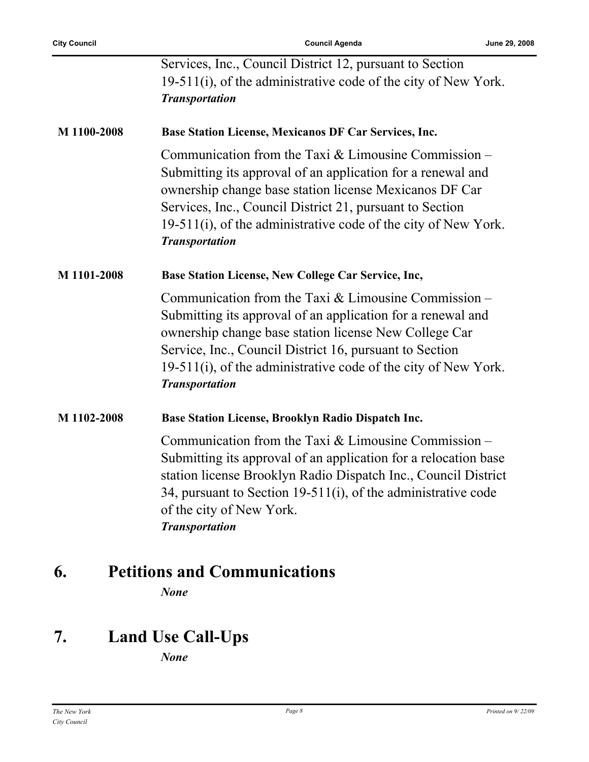Services, Inc., Council District 12, pursuant to Section 19-511(i), of the administrative code of the city of New York.
***Transportation***

**M 1100-2008** **Base Station License, Mexicanos DF Car Services, Inc.**

Communication from the Taxi & Limousine Commission – Submitting its approval of an application for a renewal and ownership change base station license Mexicanos DF Car Services, Inc., Council District 21, pursuant to Section 19-511(i), of the administrative code of the city of New York.
***Transportation***

**M 1101-2008** **Base Station License, New College Car Service, Inc,**

Communication from the Taxi & Limousine Commission – Submitting its approval of an application for a renewal and ownership change base station license New College Car Service, Inc., Council District 16, pursuant to Section 19-511(i), of the administrative code of the city of New York.
***Transportation***

**M 1102-2008** **Base Station License, Brooklyn Radio Dispatch Inc.**

Communication from the Taxi & Limousine Commission – Submitting its approval of an application for a relocation base station license Brooklyn Radio Dispatch Inc., Council District 34, pursuant to Section 19-511(i), of the administrative code of the city of New York.
***Transportation***

# 6. Petitions and Communications

***None***

# 7. Land Use Call-Ups

***None***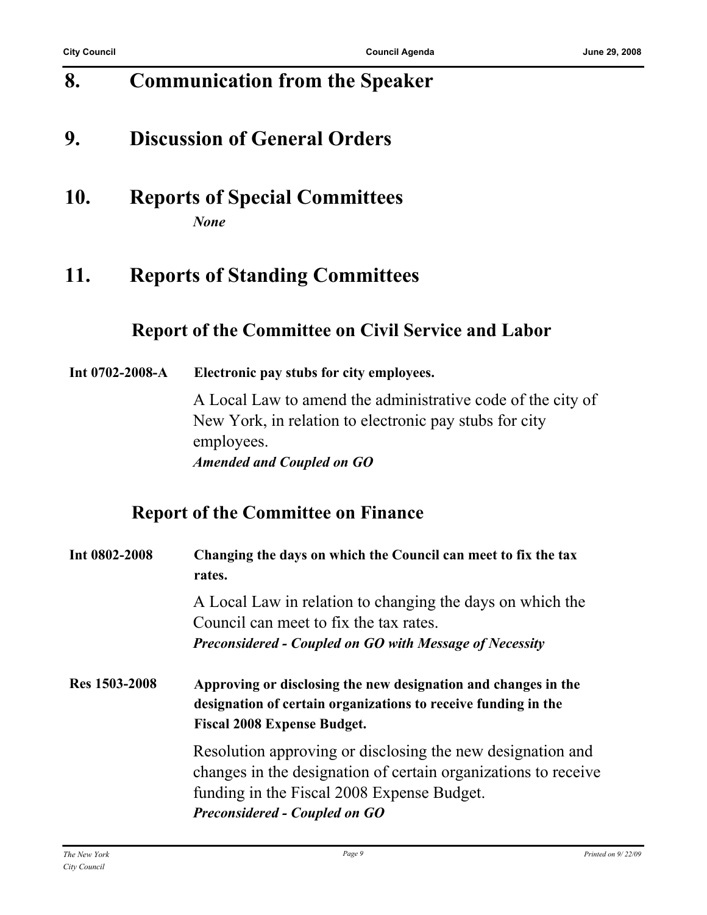# 8. Communication from the Speaker

# 9. Discussion of General Orders

# 10. Reports of Special Committees

*None*

# 11. Reports of Standing Committees

## Report of the Committee on Civil Service and Labor

**Int 0702-2008-A** **Electronic pay stubs for city employees.**

A Local Law to amend the administrative code of the city of New York, in relation to electronic pay stubs for city employees.

***Amended and Coupled on GO***

## Report of the Committee on Finance

**Int 0802-2008** **Changing the days on which the Council can meet to fix the tax rates.**

A Local Law in relation to changing the days on which the Council can meet to fix the tax rates.

***Preconsidered - Coupled on GO with Message of Necessity***

**Res 1503-2008** **Approving or disclosing the new designation and changes in the designation of certain organizations to receive funding in the Fiscal 2008 Expense Budget.**

Resolution approving or disclosing the new designation and changes in the designation of certain organizations to receive funding in the Fiscal 2008 Expense Budget.

***Preconsidered - Coupled on GO***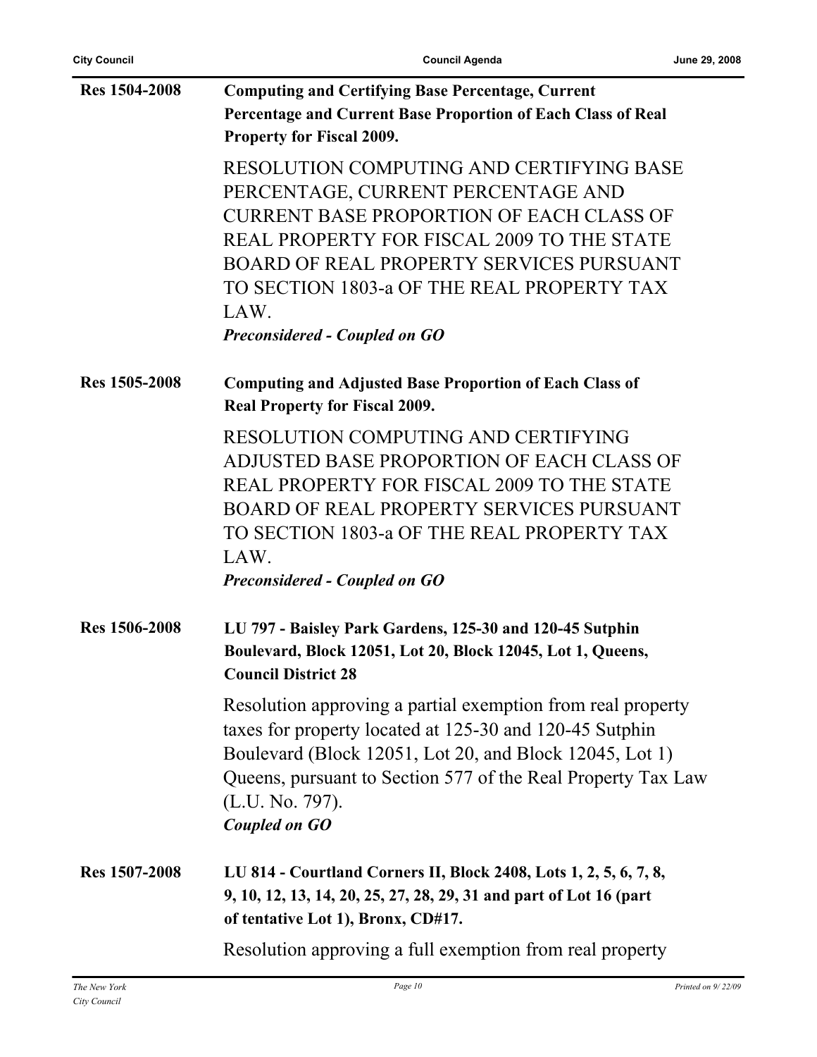**Res 1504-2008** **Computing and Certifying Base Percentage, Current Percentage and Current Base Proportion of Each Class of Real Property for Fiscal 2009.**

RESOLUTION COMPUTING AND CERTIFYING BASE PERCENTAGE, CURRENT PERCENTAGE AND CURRENT BASE PROPORTION OF EACH CLASS OF REAL PROPERTY FOR FISCAL 2009 TO THE STATE BOARD OF REAL PROPERTY SERVICES PURSUANT TO SECTION 1803-a OF THE REAL PROPERTY TAX LAW.

***Preconsidered - Coupled on GO***

**Res 1505-2008** **Computing and Adjusted Base Proportion of Each Class of Real Property for Fiscal 2009.**

RESOLUTION COMPUTING AND CERTIFYING ADJUSTED BASE PROPORTION OF EACH CLASS OF REAL PROPERTY FOR FISCAL 2009 TO THE STATE BOARD OF REAL PROPERTY SERVICES PURSUANT TO SECTION 1803-a OF THE REAL PROPERTY TAX LAW.

***Preconsidered - Coupled on GO***

**Res 1506-2008** **LU 797 - Baisley Park Gardens, 125-30 and 120-45 Sutphin Boulevard, Block 12051, Lot 20, Block 12045, Lot 1, Queens, Council District 28**

Resolution approving a partial exemption from real property taxes for property located at 125-30 and 120-45 Sutphin Boulevard (Block 12051, Lot 20, and Block 12045, Lot 1) Queens, pursuant to Section 577 of the Real Property Tax Law (L.U. No. 797).

***Coupled on GO***

**Res 1507-2008** **LU 814 - Courtland Corners II, Block 2408, Lots 1, 2, 5, 6, 7, 8, 9, 10, 12, 13, 14, 20, 25, 27, 28, 29, 31 and part of Lot 16 (part of tentative Lot 1), Bronx, CD#17.**

Resolution approving a full exemption from real property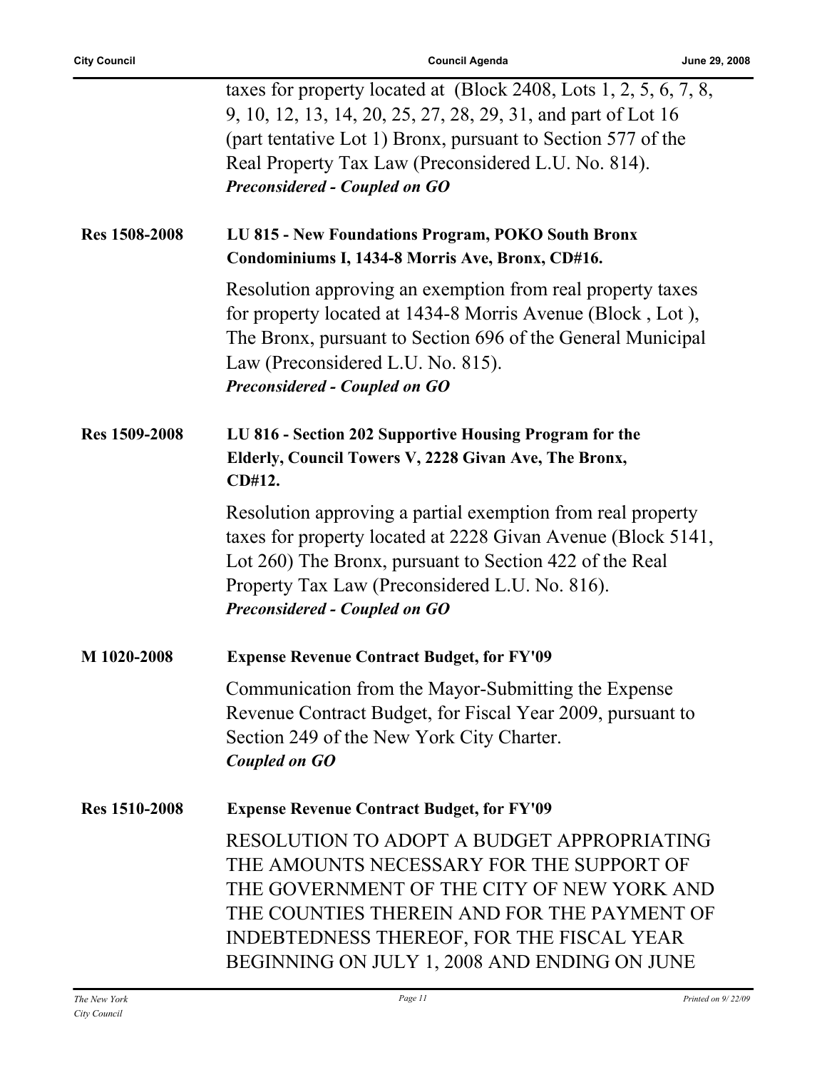taxes for property located at (Block 2408, Lots 1, 2, 5, 6, 7, 8, 9, 10, 12, 13, 14, 20, 25, 27, 28, 29, 31, and part of Lot 16 (part tentative Lot 1) Bronx, pursuant to Section 577 of the Real Property Tax Law (Preconsidered L.U. No. 814).
***Preconsidered - Coupled on GO***

**Res 1508-2008** **LU 815 - New Foundations Program, POKO South Bronx Condominiums I, 1434-8 Morris Ave, Bronx, CD#16.**

Resolution approving an exemption from real property taxes for property located at 1434-8 Morris Avenue (Block , Lot ), The Bronx, pursuant to Section 696 of the General Municipal Law (Preconsidered L.U. No. 815).
***Preconsidered - Coupled on GO***

**Res 1509-2008** **LU 816 - Section 202 Supportive Housing Program for the Elderly, Council Towers V, 2228 Givan Ave, The Bronx, CD#12.**

Resolution approving a partial exemption from real property taxes for property located at 2228 Givan Avenue (Block 5141, Lot 260) The Bronx, pursuant to Section 422 of the Real Property Tax Law (Preconsidered L.U. No. 816).
***Preconsidered - Coupled on GO***

**M 1020-2008** **Expense Revenue Contract Budget, for FY'09**

Communication from the Mayor-Submitting the Expense Revenue Contract Budget, for Fiscal Year 2009, pursuant to Section 249 of the New York City Charter.
***Coupled on GO***

**Res 1510-2008** **Expense Revenue Contract Budget, for FY'09**

RESOLUTION TO ADOPT A BUDGET APPROPRIATING THE AMOUNTS NECESSARY FOR THE SUPPORT OF THE GOVERNMENT OF THE CITY OF NEW YORK AND THE COUNTIES THEREIN AND FOR THE PAYMENT OF INDEBTEDNESS THEREOF, FOR THE FISCAL YEAR BEGINNING ON JULY 1, 2008 AND ENDING ON JUNE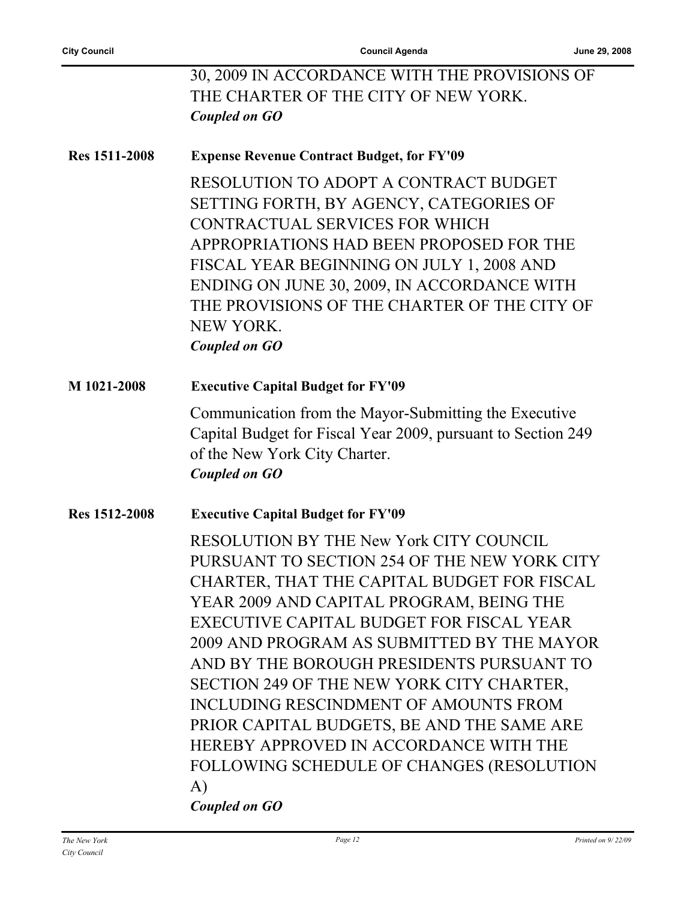30, 2009 IN ACCORDANCE WITH THE PROVISIONS OF THE CHARTER OF THE CITY OF NEW YORK.
***Coupled on GO***

**Res 1511-2008** **Expense Revenue Contract Budget, for FY'09**

RESOLUTION TO ADOPT A CONTRACT BUDGET SETTING FORTH, BY AGENCY, CATEGORIES OF CONTRACTUAL SERVICES FOR WHICH APPROPRIATIONS HAD BEEN PROPOSED FOR THE FISCAL YEAR BEGINNING ON JULY 1, 2008 AND ENDING ON JUNE 30, 2009, IN ACCORDANCE WITH THE PROVISIONS OF THE CHARTER OF THE CITY OF NEW YORK.
***Coupled on GO***

**M 1021-2008** **Executive Capital Budget for FY'09**

Communication from the Mayor-Submitting the Executive Capital Budget for Fiscal Year 2009, pursuant to Section 249 of the New York City Charter.
***Coupled on GO***

**Res 1512-2008** **Executive Capital Budget for FY'09**

RESOLUTION BY THE New York CITY COUNCIL PURSUANT TO SECTION 254 OF THE NEW YORK CITY CHARTER, THAT THE CAPITAL BUDGET FOR FISCAL YEAR 2009 AND CAPITAL PROGRAM, BEING THE EXECUTIVE CAPITAL BUDGET FOR FISCAL YEAR 2009 AND PROGRAM AS SUBMITTED BY THE MAYOR AND BY THE BOROUGH PRESIDENTS PURSUANT TO SECTION 249 OF THE NEW YORK CITY CHARTER, INCLUDING RESCINDMENT OF AMOUNTS FROM PRIOR CAPITAL BUDGETS, BE AND THE SAME ARE HEREBY APPROVED IN ACCORDANCE WITH THE FOLLOWING SCHEDULE OF CHANGES (RESOLUTION A)
***Coupled on GO***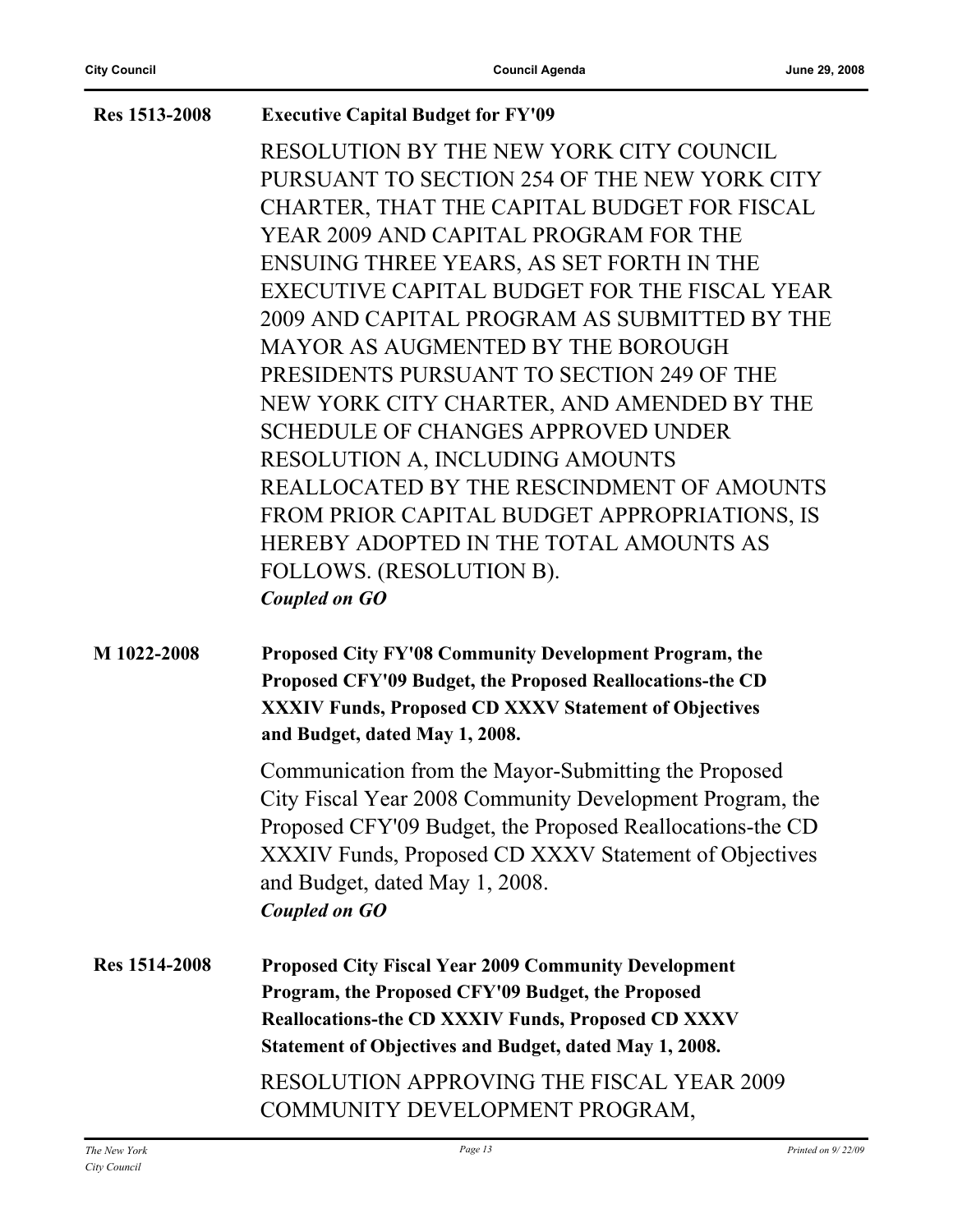**Res 1513-2008** **Executive Capital Budget for FY'09**

RESOLUTION BY THE NEW YORK CITY COUNCIL PURSUANT TO SECTION 254 OF THE NEW YORK CITY CHARTER, THAT THE CAPITAL BUDGET FOR FISCAL YEAR 2009 AND CAPITAL PROGRAM FOR THE ENSUING THREE YEARS, AS SET FORTH IN THE EXECUTIVE CAPITAL BUDGET FOR THE FISCAL YEAR 2009 AND CAPITAL PROGRAM AS SUBMITTED BY THE MAYOR AS AUGMENTED BY THE BOROUGH PRESIDENTS PURSUANT TO SECTION 249 OF THE NEW YORK CITY CHARTER, AND AMENDED BY THE SCHEDULE OF CHANGES APPROVED UNDER RESOLUTION A, INCLUDING AMOUNTS REALLOCATED BY THE RESCINDMENT OF AMOUNTS FROM PRIOR CAPITAL BUDGET APPROPRIATIONS, IS HEREBY ADOPTED IN THE TOTAL AMOUNTS AS FOLLOWS. (RESOLUTION B).

***Coupled on GO***

**M 1022-2008** **Proposed City FY'08 Community Development Program, the Proposed CFY'09 Budget, the Proposed Reallocations-the CD XXXIV Funds, Proposed CD XXXV Statement of Objectives and Budget, dated May 1, 2008.**

Communication from the Mayor-Submitting the Proposed City Fiscal Year 2008 Community Development Program, the Proposed CFY'09 Budget, the Proposed Reallocations-the CD XXXIV Funds, Proposed CD XXXV Statement of Objectives and Budget, dated May 1, 2008.

***Coupled on GO***

**Res 1514-2008** **Proposed City Fiscal Year 2009 Community Development Program, the Proposed CFY'09 Budget, the Proposed Reallocations-the CD XXXIV Funds, Proposed CD XXXV Statement of Objectives and Budget, dated May 1, 2008.**

RESOLUTION APPROVING THE FISCAL YEAR 2009 COMMUNITY DEVELOPMENT PROGRAM,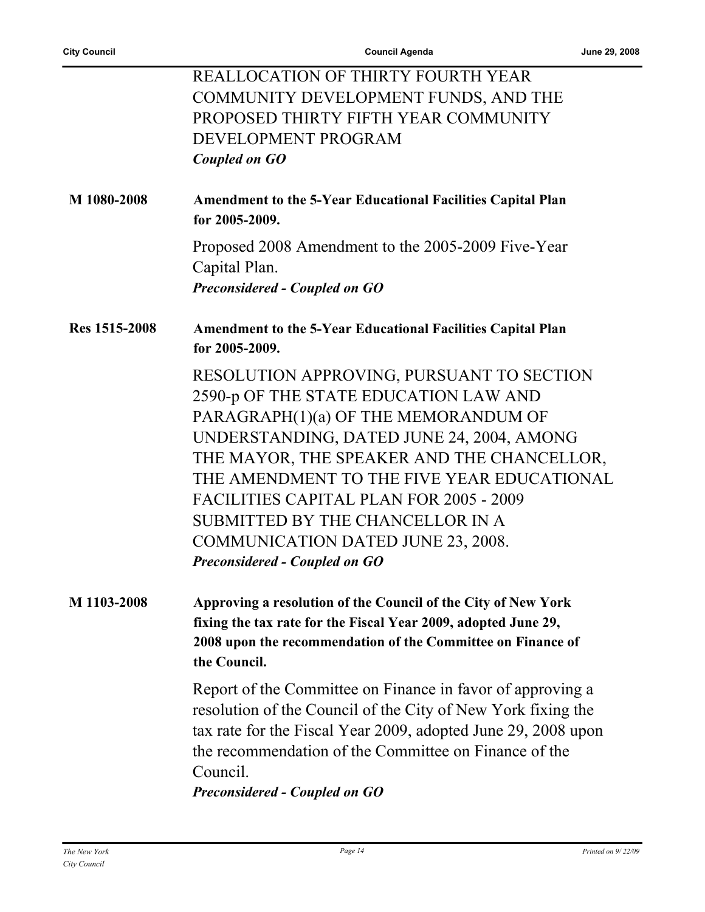REALLOCATION OF THIRTY FOURTH YEAR COMMUNITY DEVELOPMENT FUNDS, AND THE PROPOSED THIRTY FIFTH YEAR COMMUNITY DEVELOPMENT PROGRAM
***Coupled on GO***

**M 1080-2008** **Amendment to the 5-Year Educational Facilities Capital Plan for 2005-2009.**

Proposed 2008 Amendment to the 2005-2009 Five-Year Capital Plan.
***Preconsidered - Coupled on GO***

**Res 1515-2008** **Amendment to the 5-Year Educational Facilities Capital Plan for 2005-2009.**

RESOLUTION APPROVING, PURSUANT TO SECTION 2590-p OF THE STATE EDUCATION LAW AND PARAGRAPH(1)(a) OF THE MEMORANDUM OF UNDERSTANDING, DATED JUNE 24, 2004, AMONG THE MAYOR, THE SPEAKER AND THE CHANCELLOR, THE AMENDMENT TO THE FIVE YEAR EDUCATIONAL FACILITIES CAPITAL PLAN FOR 2005 - 2009 SUBMITTED BY THE CHANCELLOR IN A COMMUNICATION DATED JUNE 23, 2008.
***Preconsidered - Coupled on GO***

**M 1103-2008** **Approving a resolution of the Council of the City of New York fixing the tax rate for the Fiscal Year 2009, adopted June 29, 2008 upon the recommendation of the Committee on Finance of the Council.**

Report of the Committee on Finance in favor of approving a resolution of the Council of the City of New York fixing the tax rate for the Fiscal Year 2009, adopted June 29, 2008 upon the recommendation of the Committee on Finance of the Council.
***Preconsidered - Coupled on GO***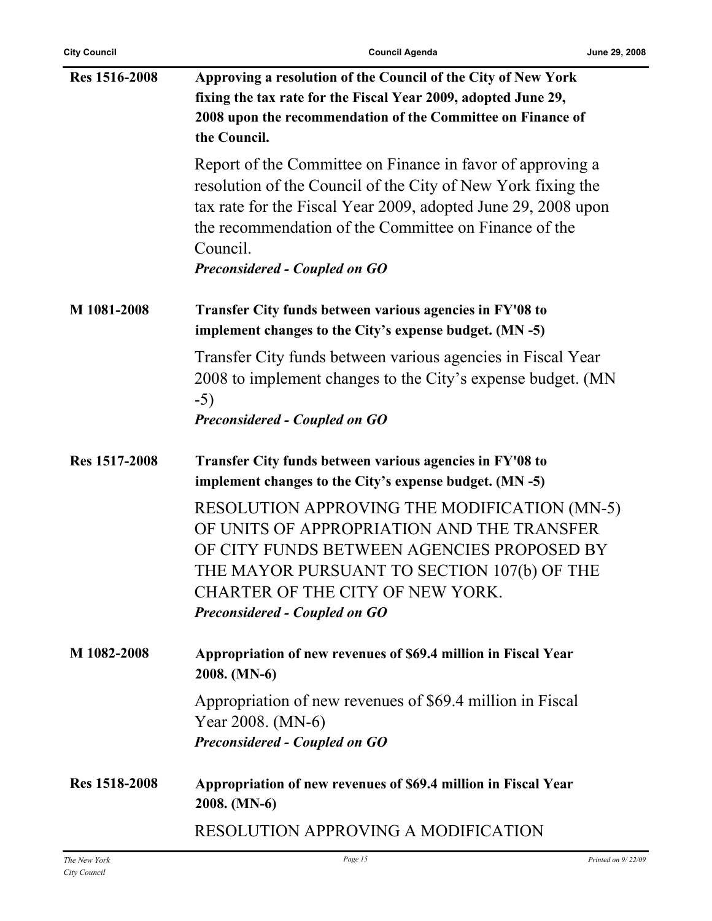**Res 1516-2008** **Approving a resolution of the Council of the City of New York fixing the tax rate for the Fiscal Year 2009, adopted June 29, 2008 upon the recommendation of the Committee on Finance of the Council.**

Report of the Committee on Finance in favor of approving a resolution of the Council of the City of New York fixing the tax rate for the Fiscal Year 2009, adopted June 29, 2008 upon the recommendation of the Committee on Finance of the Council.

***Preconsidered - Coupled on GO***

**M 1081-2008** **Transfer City funds between various agencies in FY'08 to implement changes to the City's expense budget. (MN -5)**

Transfer City funds between various agencies in Fiscal Year 2008 to implement changes to the City's expense budget. (MN -5)

***Preconsidered - Coupled on GO***

**Res 1517-2008** **Transfer City funds between various agencies in FY'08 to implement changes to the City's expense budget. (MN -5)**

RESOLUTION APPROVING THE MODIFICATION (MN-5) OF UNITS OF APPROPRIATION AND THE TRANSFER OF CITY FUNDS BETWEEN AGENCIES PROPOSED BY THE MAYOR PURSUANT TO SECTION 107(b) OF THE CHARTER OF THE CITY OF NEW YORK.

***Preconsidered - Coupled on GO***

**M 1082-2008** **Appropriation of new revenues of $69.4 million in Fiscal Year 2008. (MN-6)**

Appropriation of new revenues of $69.4 million in Fiscal Year 2008. (MN-6)

***Preconsidered - Coupled on GO***

**Res 1518-2008** **Appropriation of new revenues of $69.4 million in Fiscal Year 2008. (MN-6)**

RESOLUTION APPROVING A MODIFICATION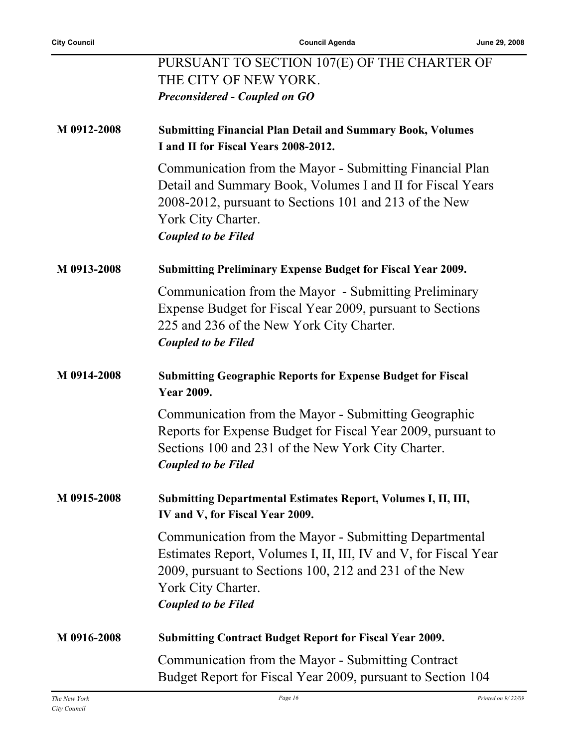PURSUANT TO SECTION 107(E) OF THE CHARTER OF THE CITY OF NEW YORK.

***Preconsidered - Coupled on GO***

**M 0912-2008** **Submitting Financial Plan Detail and Summary Book, Volumes I and II for Fiscal Years 2008-2012.**

Communication from the Mayor - Submitting Financial Plan Detail and Summary Book, Volumes I and II for Fiscal Years 2008-2012, pursuant to Sections 101 and 213 of the New York City Charter.

***Coupled to be Filed***

**M 0913-2008** **Submitting Preliminary Expense Budget for Fiscal Year 2009.**

Communication from the Mayor - Submitting Preliminary Expense Budget for Fiscal Year 2009, pursuant to Sections 225 and 236 of the New York City Charter.

***Coupled to be Filed***

**M 0914-2008** **Submitting Geographic Reports for Expense Budget for Fiscal Year 2009.**

Communication from the Mayor - Submitting Geographic Reports for Expense Budget for Fiscal Year 2009, pursuant to Sections 100 and 231 of the New York City Charter.

***Coupled to be Filed***

**M 0915-2008** **Submitting Departmental Estimates Report, Volumes I, II, III, IV and V, for Fiscal Year 2009.**

Communication from the Mayor - Submitting Departmental Estimates Report, Volumes I, II, III, IV and V, for Fiscal Year 2009, pursuant to Sections 100, 212 and 231 of the New York City Charter.

***Coupled to be Filed***

**M 0916-2008** **Submitting Contract Budget Report for Fiscal Year 2009.**

Communication from the Mayor - Submitting Contract Budget Report for Fiscal Year 2009, pursuant to Section 104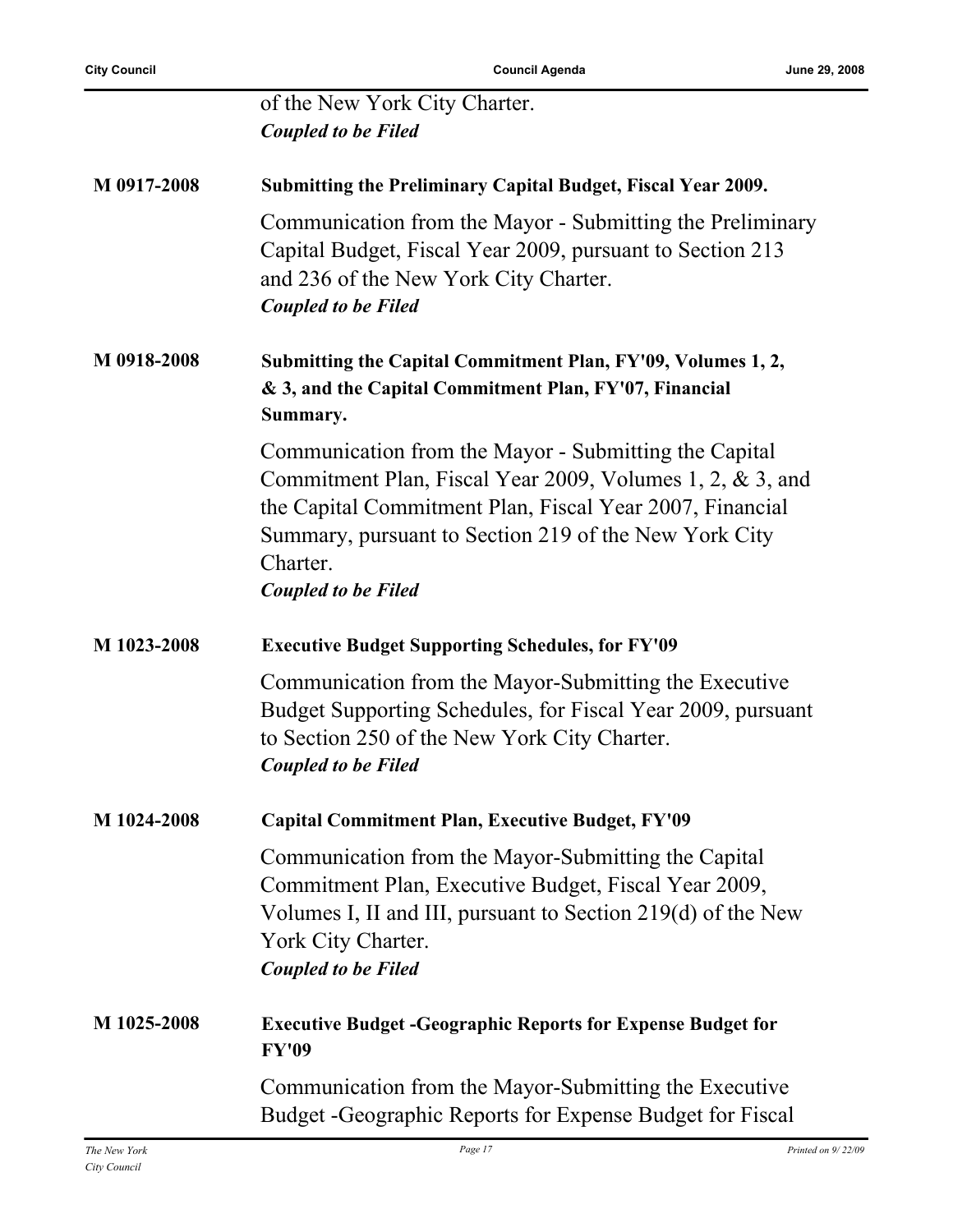of the New York City Charter.
***Coupled to be Filed***

**M 0917-2008** **Submitting the Preliminary Capital Budget, Fiscal Year 2009.**

Communication from the Mayor - Submitting the Preliminary Capital Budget, Fiscal Year 2009, pursuant to Section 213 and 236 of the New York City Charter.
***Coupled to be Filed***

**M 0918-2008** **Submitting the Capital Commitment Plan, FY'09, Volumes 1, 2, & 3, and the Capital Commitment Plan, FY'07, Financial Summary.**

Communication from the Mayor - Submitting the Capital Commitment Plan, Fiscal Year 2009, Volumes 1, 2, & 3, and the Capital Commitment Plan, Fiscal Year 2007, Financial Summary, pursuant to Section 219 of the New York City Charter.
***Coupled to be Filed***

**M 1023-2008** **Executive Budget Supporting Schedules, for FY'09**

Communication from the Mayor-Submitting the Executive Budget Supporting Schedules, for Fiscal Year 2009, pursuant to Section 250 of the New York City Charter.
***Coupled to be Filed***

**M 1024-2008** **Capital Commitment Plan, Executive Budget, FY'09**

Communication from the Mayor-Submitting the Capital Commitment Plan, Executive Budget, Fiscal Year 2009, Volumes I, II and III, pursuant to Section 219(d) of the New York City Charter.
***Coupled to be Filed***

**M 1025-2008** **Executive Budget -Geographic Reports for Expense Budget for FY'09**

Communication from the Mayor-Submitting the Executive Budget -Geographic Reports for Expense Budget for Fiscal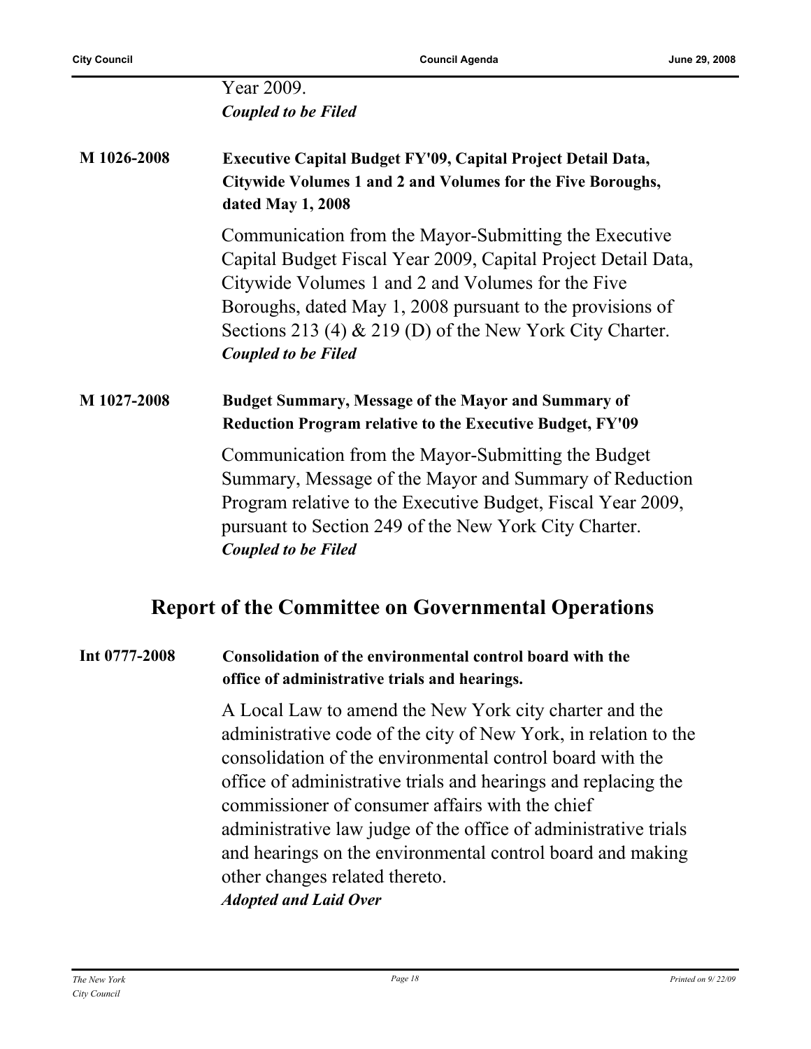Year 2009.
***Coupled to be Filed***

**M 1026-2008** **Executive Capital Budget FY'09, Capital Project Detail Data, Citywide Volumes 1 and 2 and Volumes for the Five Boroughs, dated May 1, 2008**

Communication from the Mayor-Submitting the Executive Capital Budget Fiscal Year 2009, Capital Project Detail Data, Citywide Volumes 1 and 2 and Volumes for the Five Boroughs, dated May 1, 2008 pursuant to the provisions of Sections 213 (4) & 219 (D) of the New York City Charter.
***Coupled to be Filed***

**M 1027-2008** **Budget Summary, Message of the Mayor and Summary of Reduction Program relative to the Executive Budget, FY'09**

Communication from the Mayor-Submitting the Budget Summary, Message of the Mayor and Summary of Reduction Program relative to the Executive Budget, Fiscal Year 2009, pursuant to Section 249 of the New York City Charter.
***Coupled to be Filed***

## Report of the Committee on Governmental Operations

**Int 0777-2008** **Consolidation of the environmental control board with the office of administrative trials and hearings.**

A Local Law to amend the New York city charter and the administrative code of the city of New York, in relation to the consolidation of the environmental control board with the office of administrative trials and hearings and replacing the commissioner of consumer affairs with the chief administrative law judge of the office of administrative trials and hearings on the environmental control board and making other changes related thereto.
***Adopted and Laid Over***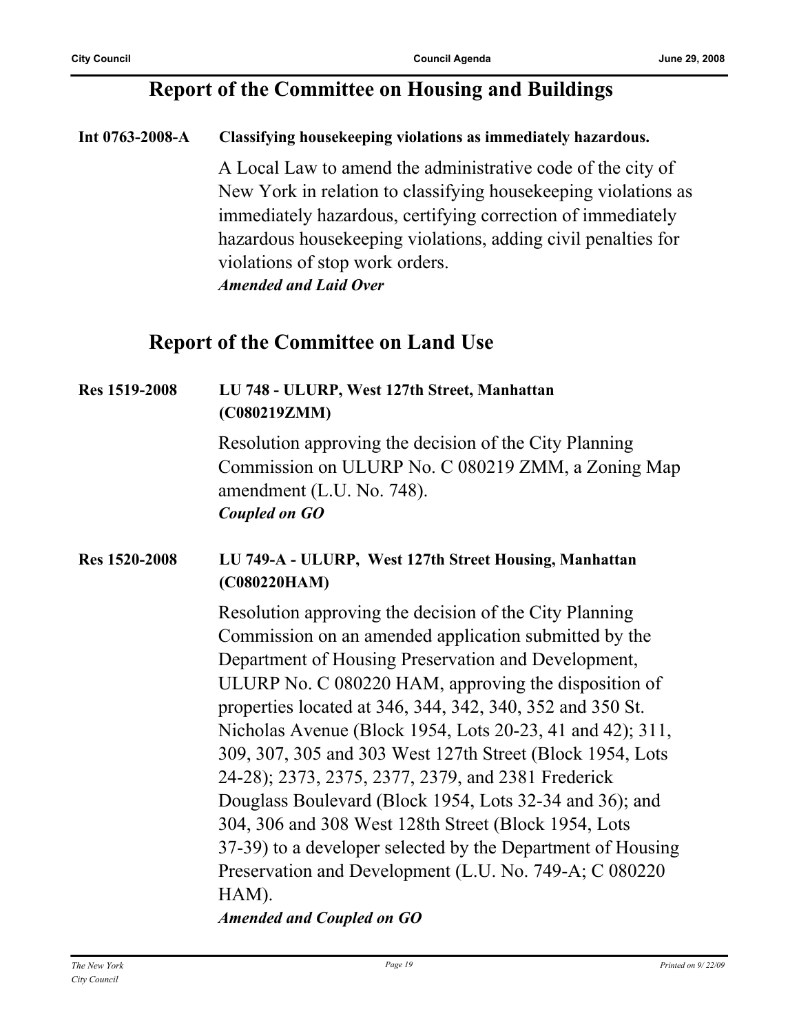## Report of the Committee on Housing and Buildings

**Int 0763-2008-A** **Classifying housekeeping violations as immediately hazardous.**

A Local Law to amend the administrative code of the city of New York in relation to classifying housekeeping violations as immediately hazardous, certifying correction of immediately hazardous housekeeping violations, adding civil penalties for violations of stop work orders.

***Amended and Laid Over***

## Report of the Committee on Land Use

**Res 1519-2008** **LU 748 - ULURP, West 127th Street, Manhattan (C080219ZMM)**

Resolution approving the decision of the City Planning Commission on ULURP No. C 080219 ZMM, a Zoning Map amendment (L.U. No. 748).

***Coupled on GO***

**Res 1520-2008** **LU 749-A - ULURP, West 127th Street Housing, Manhattan (C080220HAM)**

Resolution approving the decision of the City Planning Commission on an amended application submitted by the Department of Housing Preservation and Development, ULURP No. C 080220 HAM, approving the disposition of properties located at 346, 344, 342, 340, 352 and 350 St. Nicholas Avenue (Block 1954, Lots 20-23, 41 and 42); 311, 309, 307, 305 and 303 West 127th Street (Block 1954, Lots 24-28); 2373, 2375, 2377, 2379, and 2381 Frederick Douglass Boulevard (Block 1954, Lots 32-34 and 36); and 304, 306 and 308 West 128th Street (Block 1954, Lots 37-39) to a developer selected by the Department of Housing Preservation and Development (L.U. No. 749-A; C 080220 HAM).

***Amended and Coupled on GO***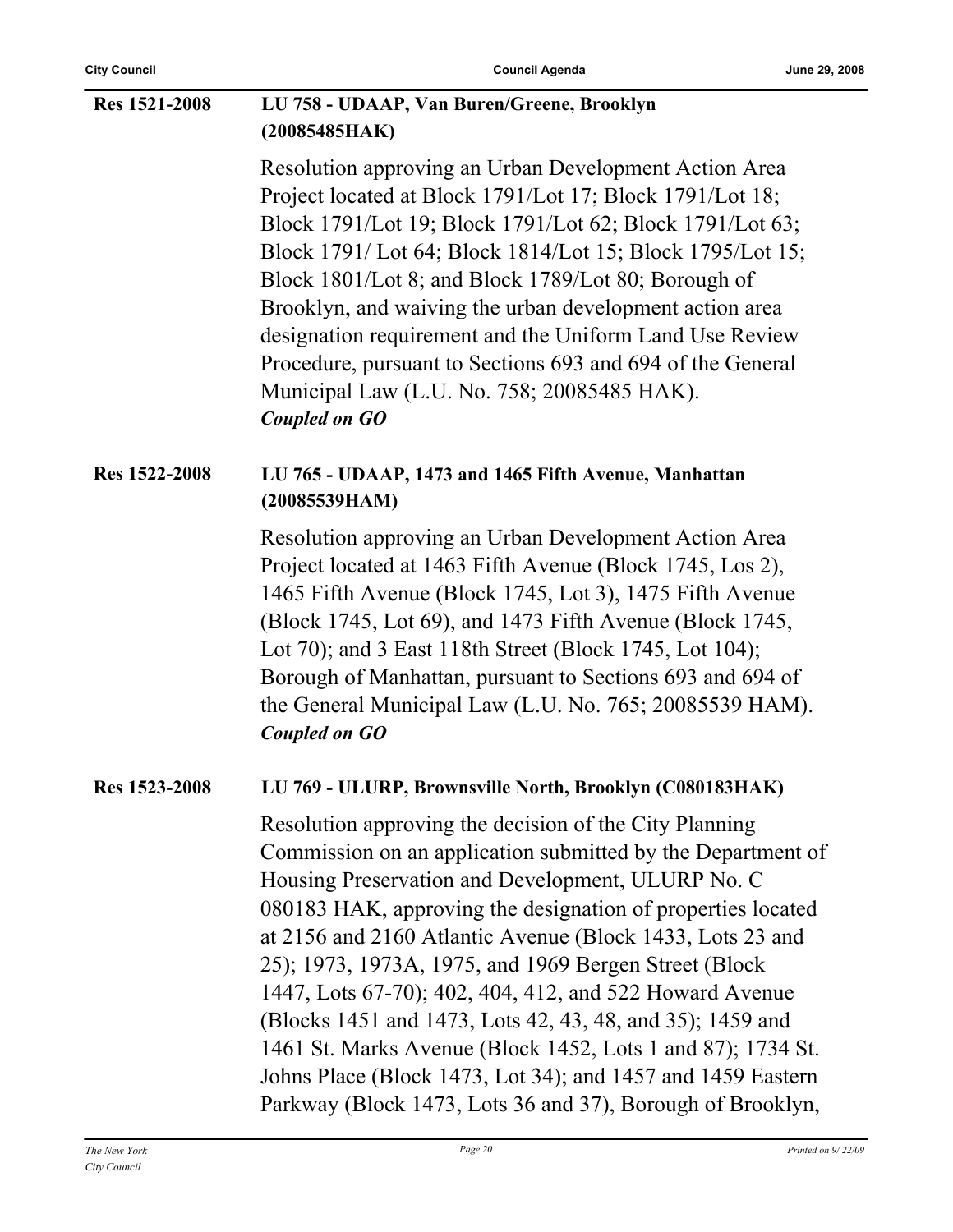**Res 1521-2008** **LU 758 - UDAAP, Van Buren/Greene, Brooklyn (20085485HAK)**

Resolution approving an Urban Development Action Area Project located at Block 1791/Lot 17; Block 1791/Lot 18; Block 1791/Lot 19; Block 1791/Lot 62; Block 1791/Lot 63; Block 1791/ Lot 64; Block 1814/Lot 15; Block 1795/Lot 15; Block 1801/Lot 8; and Block 1789/Lot 80; Borough of Brooklyn, and waiving the urban development action area designation requirement and the Uniform Land Use Review Procedure, pursuant to Sections 693 and 694 of the General Municipal Law (L.U. No. 758; 20085485 HAK).
***Coupled on GO***

**Res 1522-2008** **LU 765 - UDAAP, 1473 and 1465 Fifth Avenue, Manhattan (20085539HAM)**

Resolution approving an Urban Development Action Area Project located at 1463 Fifth Avenue (Block 1745, Los 2), 1465 Fifth Avenue (Block 1745, Lot 3), 1475 Fifth Avenue (Block 1745, Lot 69), and 1473 Fifth Avenue (Block 1745, Lot 70); and 3 East 118th Street (Block 1745, Lot 104); Borough of Manhattan, pursuant to Sections 693 and 694 of the General Municipal Law (L.U. No. 765; 20085539 HAM).
***Coupled on GO***

**Res 1523-2008** **LU 769 - ULURP, Brownsville North, Brooklyn (C080183HAK)**

Resolution approving the decision of the City Planning Commission on an application submitted by the Department of Housing Preservation and Development, ULURP No. C 080183 HAK, approving the designation of properties located at 2156 and 2160 Atlantic Avenue (Block 1433, Lots 23 and 25); 1973, 1973A, 1975, and 1969 Bergen Street (Block 1447, Lots 67-70); 402, 404, 412, and 522 Howard Avenue (Blocks 1451 and 1473, Lots 42, 43, 48, and 35); 1459 and 1461 St. Marks Avenue (Block 1452, Lots 1 and 87); 1734 St. Johns Place (Block 1473, Lot 34); and 1457 and 1459 Eastern Parkway (Block 1473, Lots 36 and 37), Borough of Brooklyn,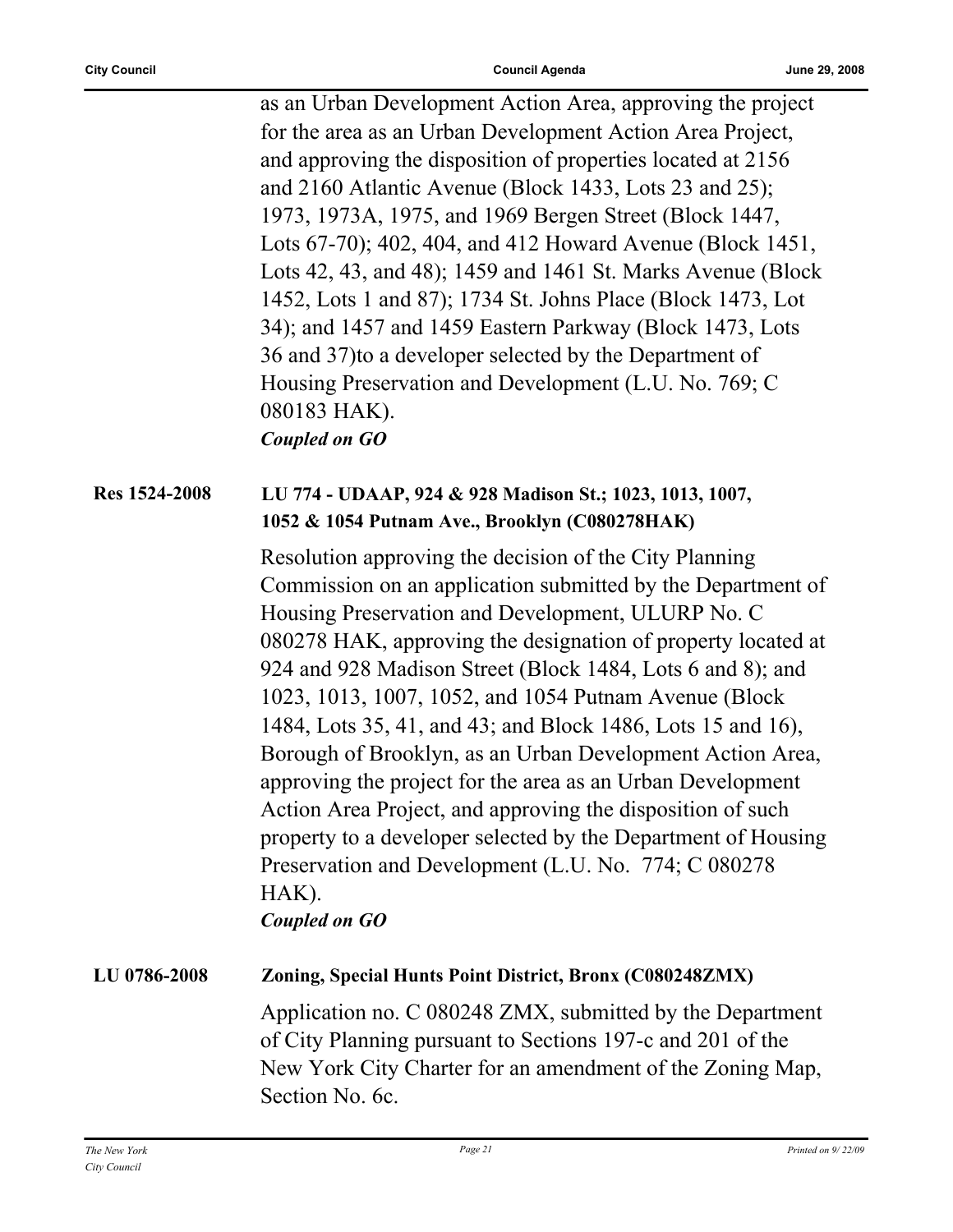as an Urban Development Action Area, approving the project for the area as an Urban Development Action Area Project, and approving the disposition of properties located at 2156 and 2160 Atlantic Avenue (Block 1433, Lots 23 and 25); 1973, 1973A, 1975, and 1969 Bergen Street (Block 1447, Lots 67-70); 402, 404, and 412 Howard Avenue (Block 1451, Lots 42, 43, and 48); 1459 and 1461 St. Marks Avenue (Block 1452, Lots 1 and 87); 1734 St. Johns Place (Block 1473, Lot 34); and 1457 and 1459 Eastern Parkway (Block 1473, Lots 36 and 37)to a developer selected by the Department of Housing Preservation and Development (L.U. No. 769; C 080183 HAK).

***Coupled on GO***

**Res 1524-2008** **LU 774 - UDAAP, 924 & 928 Madison St.; 1023, 1013, 1007, 1052 & 1054 Putnam Ave., Brooklyn (C080278HAK)**

Resolution approving the decision of the City Planning Commission on an application submitted by the Department of Housing Preservation and Development, ULURP No. C 080278 HAK, approving the designation of property located at 924 and 928 Madison Street (Block 1484, Lots 6 and 8); and 1023, 1013, 1007, 1052, and 1054 Putnam Avenue (Block 1484, Lots 35, 41, and 43; and Block 1486, Lots 15 and 16), Borough of Brooklyn, as an Urban Development Action Area, approving the project for the area as an Urban Development Action Area Project, and approving the disposition of such property to a developer selected by the Department of Housing Preservation and Development (L.U. No. 774; C 080278 HAK).

***Coupled on GO***

**LU 0786-2008** **Zoning, Special Hunts Point District, Bronx (C080248ZMX)**

Application no. C 080248 ZMX, submitted by the Department of City Planning pursuant to Sections 197-c and 201 of the New York City Charter for an amendment of the Zoning Map, Section No. 6c.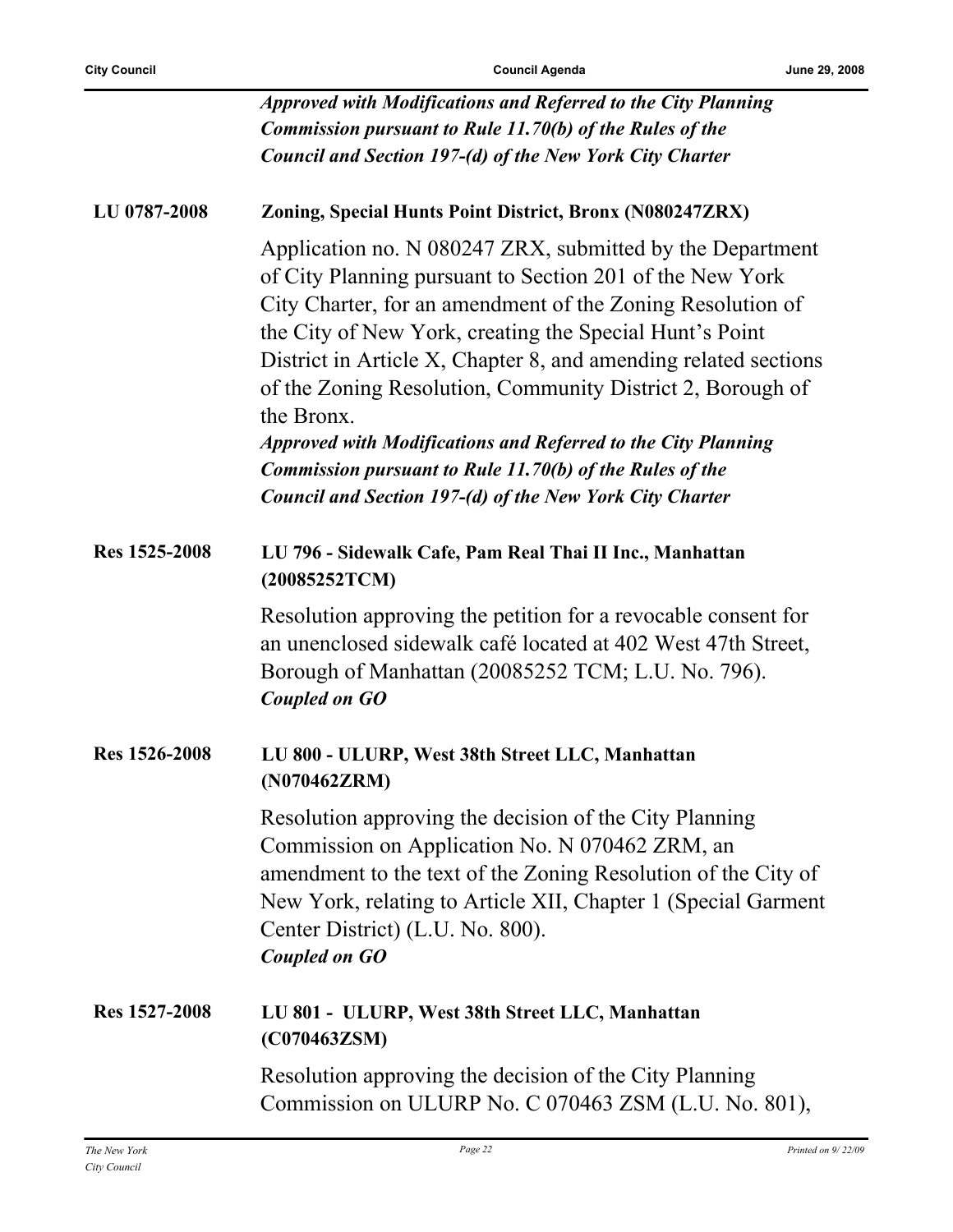***Approved with Modifications and Referred to the City Planning Commission pursuant to Rule 11.70(b) of the Rules of the Council and Section 197-(d) of the New York City Charter***

**LU 0787-2008** **Zoning, Special Hunts Point District, Bronx (N080247ZRX)**

Application no. N 080247 ZRX, submitted by the Department of City Planning pursuant to Section 201 of the New York City Charter, for an amendment of the Zoning Resolution of the City of New York, creating the Special Hunt's Point District in Article X, Chapter 8, and amending related sections of the Zoning Resolution, Community District 2, Borough of the Bronx.

***Approved with Modifications and Referred to the City Planning Commission pursuant to Rule 11.70(b) of the Rules of the Council and Section 197-(d) of the New York City Charter***

**Res 1525-2008** **LU 796 - Sidewalk Cafe, Pam Real Thai II Inc., Manhattan (20085252TCM)**

Resolution approving the petition for a revocable consent for an unenclosed sidewalk café located at 402 West 47th Street, Borough of Manhattan (20085252 TCM; L.U. No. 796).

***Coupled on GO***

**Res 1526-2008** **LU 800 - ULURP, West 38th Street LLC, Manhattan (N070462ZRM)**

Resolution approving the decision of the City Planning Commission on Application No. N 070462 ZRM, an amendment to the text of the Zoning Resolution of the City of New York, relating to Article XII, Chapter 1 (Special Garment Center District) (L.U. No. 800).

***Coupled on GO***

**Res 1527-2008** **LU 801 - ULURP, West 38th Street LLC, Manhattan (C070463ZSM)**

Resolution approving the decision of the City Planning Commission on ULURP No. C 070463 ZSM (L.U. No. 801),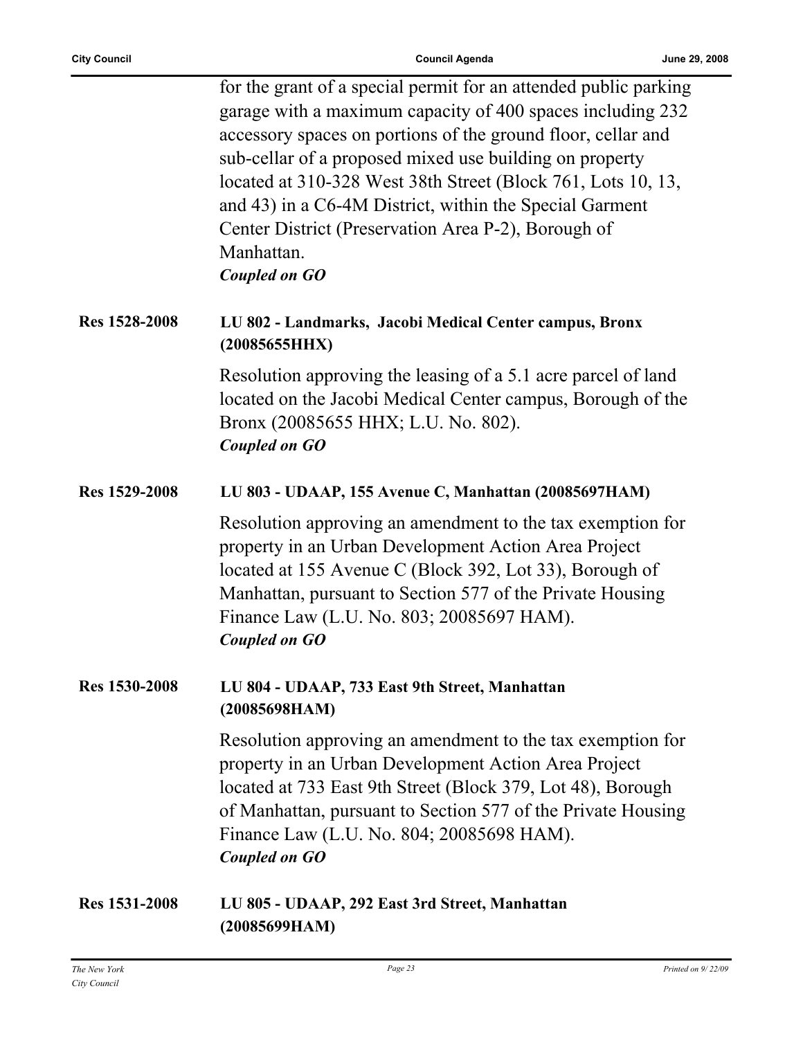for the grant of a special permit for an attended public parking garage with a maximum capacity of 400 spaces including 232 accessory spaces on portions of the ground floor, cellar and sub-cellar of a proposed mixed use building on property located at 310-328 West 38th Street (Block 761, Lots 10, 13, and 43) in a C6-4M District, within the Special Garment Center District (Preservation Area P-2), Borough of Manhattan.

***Coupled on GO***

**Res 1528-2008** **LU 802 - Landmarks, Jacobi Medical Center campus, Bronx (20085655HHX)**

Resolution approving the leasing of a 5.1 acre parcel of land located on the Jacobi Medical Center campus, Borough of the Bronx (20085655 HHX; L.U. No. 802).

***Coupled on GO***

**Res 1529-2008** **LU 803 - UDAAP, 155 Avenue C, Manhattan (20085697HAM)**

Resolution approving an amendment to the tax exemption for property in an Urban Development Action Area Project located at 155 Avenue C (Block 392, Lot 33), Borough of Manhattan, pursuant to Section 577 of the Private Housing Finance Law (L.U. No. 803; 20085697 HAM).

***Coupled on GO***

**Res 1530-2008** **LU 804 - UDAAP, 733 East 9th Street, Manhattan (20085698HAM)**

Resolution approving an amendment to the tax exemption for property in an Urban Development Action Area Project located at 733 East 9th Street (Block 379, Lot 48), Borough of Manhattan, pursuant to Section 577 of the Private Housing Finance Law (L.U. No. 804; 20085698 HAM).

***Coupled on GO***

**Res 1531-2008** **LU 805 - UDAAP, 292 East 3rd Street, Manhattan (20085699HAM)**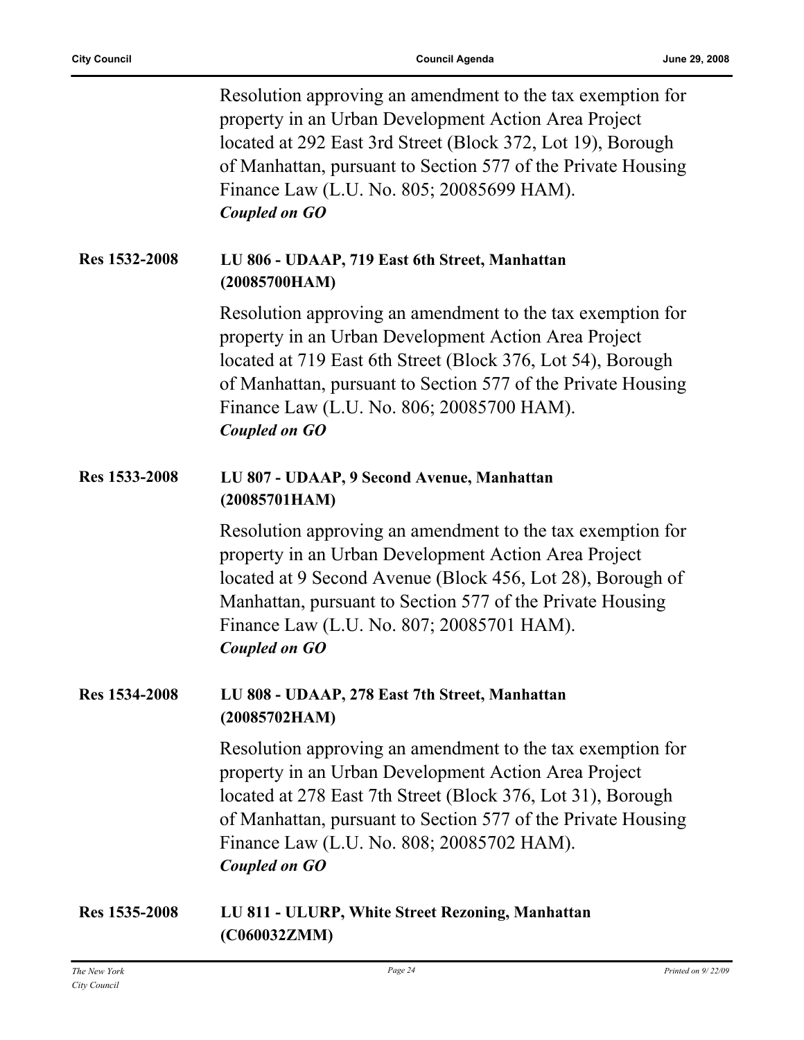Resolution approving an amendment to the tax exemption for property in an Urban Development Action Area Project located at 292 East 3rd Street (Block 372, Lot 19), Borough of Manhattan, pursuant to Section 577 of the Private Housing Finance Law (L.U. No. 805; 20085699 HAM).
***Coupled on GO***

**Res 1532-2008** **LU 806 - UDAAP, 719 East 6th Street, Manhattan (20085700HAM)**

Resolution approving an amendment to the tax exemption for property in an Urban Development Action Area Project located at 719 East 6th Street (Block 376, Lot 54), Borough of Manhattan, pursuant to Section 577 of the Private Housing Finance Law (L.U. No. 806; 20085700 HAM).
***Coupled on GO***

**Res 1533-2008** **LU 807 - UDAAP, 9 Second Avenue, Manhattan (20085701HAM)**

Resolution approving an amendment to the tax exemption for property in an Urban Development Action Area Project located at 9 Second Avenue (Block 456, Lot 28), Borough of Manhattan, pursuant to Section 577 of the Private Housing Finance Law (L.U. No. 807; 20085701 HAM).
***Coupled on GO***

**Res 1534-2008** **LU 808 - UDAAP, 278 East 7th Street, Manhattan (20085702HAM)**

Resolution approving an amendment to the tax exemption for property in an Urban Development Action Area Project located at 278 East 7th Street (Block 376, Lot 31), Borough of Manhattan, pursuant to Section 577 of the Private Housing Finance Law (L.U. No. 808; 20085702 HAM).
***Coupled on GO***

**Res 1535-2008** **LU 811 - ULURP, White Street Rezoning, Manhattan (C060032ZMM)**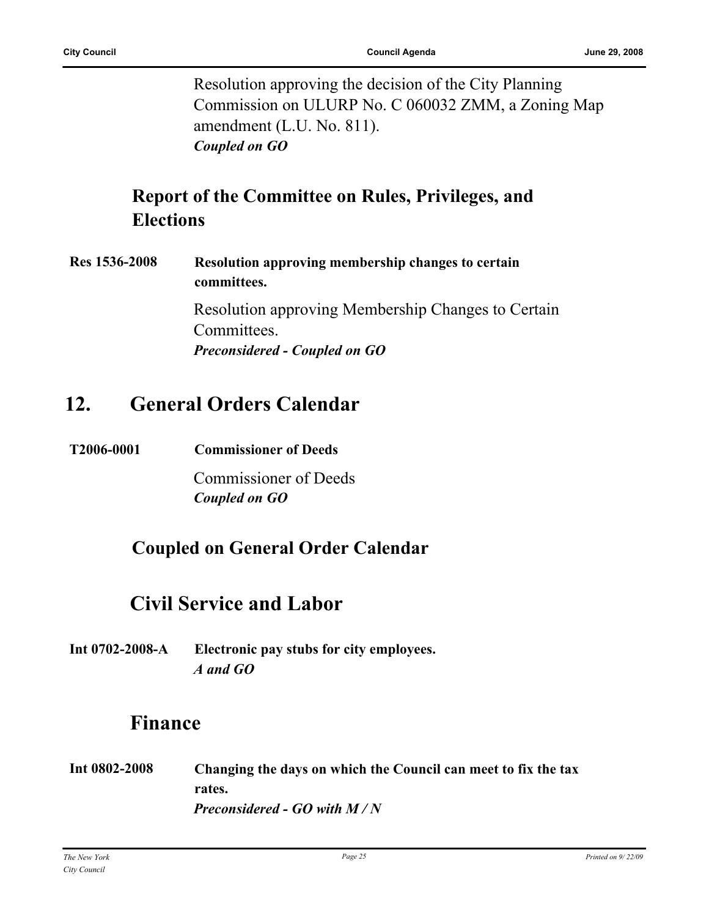Resolution approving the decision of the City Planning Commission on ULURP No. C 060032 ZMM, a Zoning Map amendment (L.U. No. 811).
***Coupled on GO***

### Report of the Committee on Rules, Privileges, and Elections

**Res 1536-2008** **Resolution approving membership changes to certain committees.**

Resolution approving Membership Changes to Certain Committees.
***Preconsidered - Coupled on GO***

## 12. General Orders Calendar

**T2006-0001** **Commissioner of Deeds**

Commissioner of Deeds
***Coupled on GO***

### Coupled on General Order Calendar

### Civil Service and Labor

**Int 0702-2008-A** **Electronic pay stubs for city employees.**
***A and GO***

### Finance

**Int 0802-2008** **Changing the days on which the Council can meet to fix the tax rates.**
***Preconsidered - GO with M / N***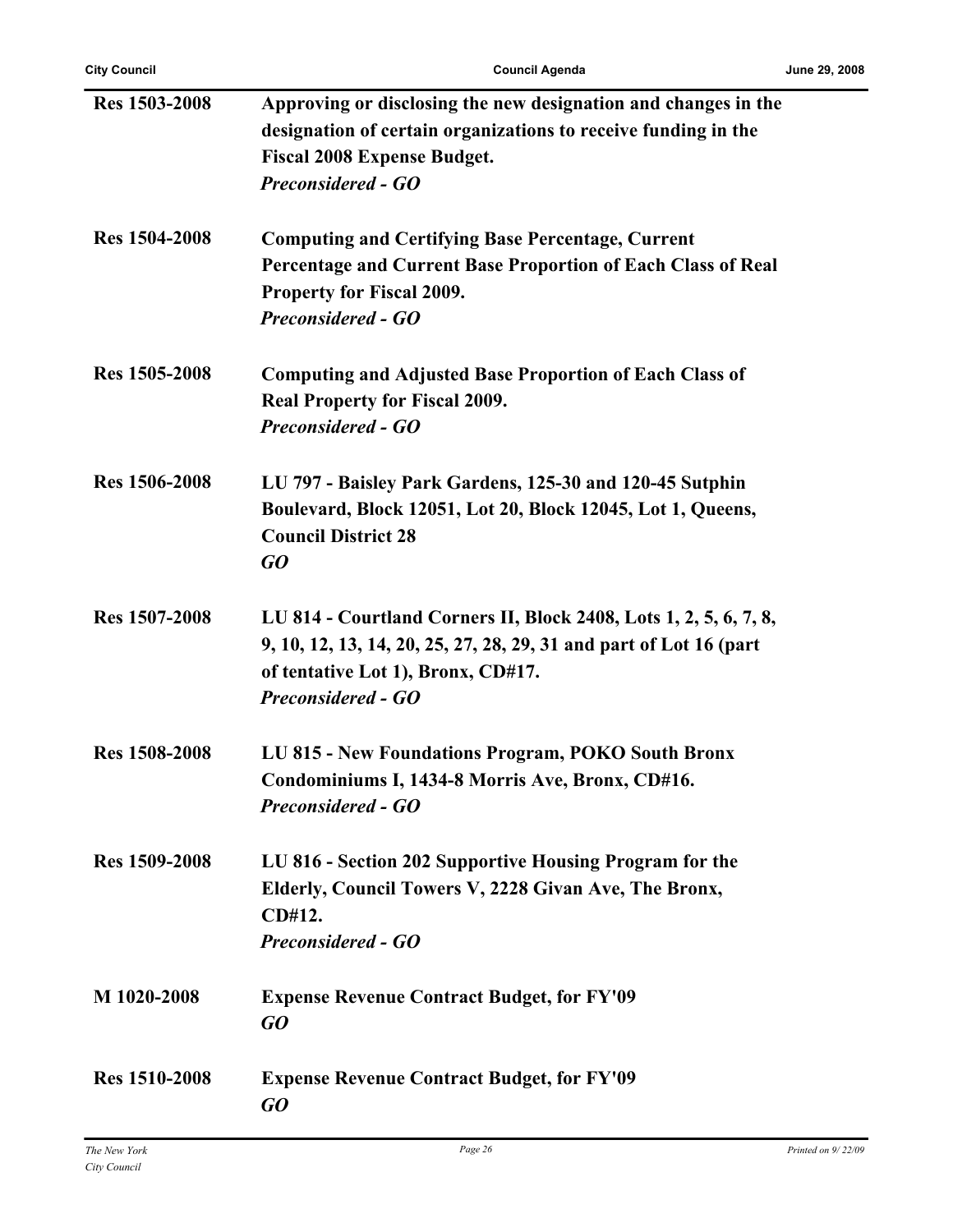| | |
|---|---|
| **Res 1503-2008** | **Approving or disclosing the new designation and changes in the designation of certain organizations to receive funding in the Fiscal 2008 Expense Budget.**<br>***Preconsidered - GO*** |
| **Res 1504-2008** | **Computing and Certifying Base Percentage, Current Percentage and Current Base Proportion of Each Class of Real Property for Fiscal 2009.**<br>***Preconsidered - GO*** |
| **Res 1505-2008** | **Computing and Adjusted Base Proportion of Each Class of Real Property for Fiscal 2009.**<br>***Preconsidered - GO*** |
| **Res 1506-2008** | **LU 797 - Baisley Park Gardens, 125-30 and 120-45 Sutphin Boulevard, Block 12051, Lot 20, Block 12045, Lot 1, Queens, Council District 28**<br>***GO*** |
| **Res 1507-2008** | **LU 814 - Courtland Corners II, Block 2408, Lots 1, 2, 5, 6, 7, 8, 9, 10, 12, 13, 14, 20, 25, 27, 28, 29, 31 and part of Lot 16 (part of tentative Lot 1), Bronx, CD#17.**<br>***Preconsidered - GO*** |
| **Res 1508-2008** | **LU 815 - New Foundations Program, POKO South Bronx Condominiums I, 1434-8 Morris Ave, Bronx, CD#16.**<br>***Preconsidered - GO*** |
| **Res 1509-2008** | **LU 816 - Section 202 Supportive Housing Program for the Elderly, Council Towers V, 2228 Givan Ave, The Bronx, CD#12.**<br>***Preconsidered - GO*** |
| **M 1020-2008** | **Expense Revenue Contract Budget, for FY'09**<br>***GO*** |
| **Res 1510-2008** | **Expense Revenue Contract Budget, for FY'09**<br>***GO*** |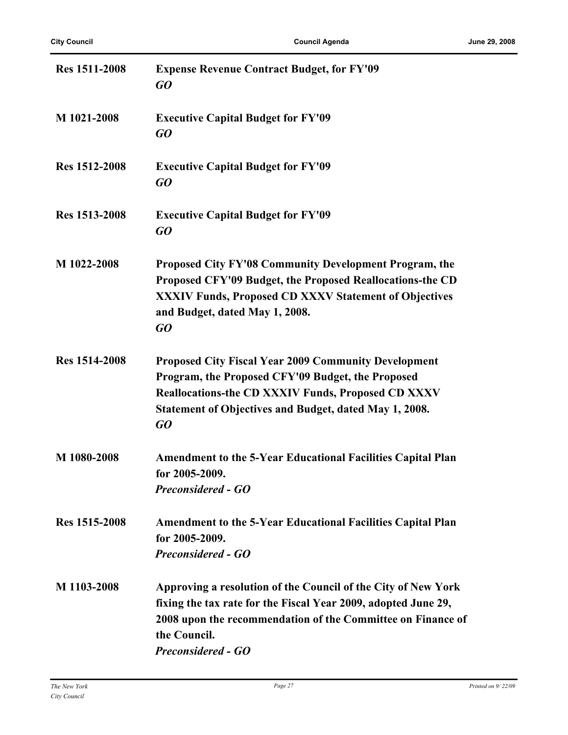| | |
|---|---|
| **Res 1511-2008** | **Expense Revenue Contract Budget, for FY'09**<br>***GO*** |
| **M 1021-2008** | **Executive Capital Budget for FY'09**<br>***GO*** |
| **Res 1512-2008** | **Executive Capital Budget for FY'09**<br>***GO*** |
| **Res 1513-2008** | **Executive Capital Budget for FY'09**<br>***GO*** |
| **M 1022-2008** | **Proposed City FY'08 Community Development Program, the Proposed CFY'09 Budget, the Proposed Reallocations-the CD XXXIV Funds, Proposed CD XXXV Statement of Objectives and Budget, dated May 1, 2008.**<br>***GO*** |
| **Res 1514-2008** | **Proposed City Fiscal Year 2009 Community Development Program, the Proposed CFY'09 Budget, the Proposed Reallocations-the CD XXXIV Funds, Proposed CD XXXV Statement of Objectives and Budget, dated May 1, 2008.**<br>***GO*** |
| **M 1080-2008** | **Amendment to the 5-Year Educational Facilities Capital Plan for 2005-2009.**<br>***Preconsidered - GO*** |
| **Res 1515-2008** | **Amendment to the 5-Year Educational Facilities Capital Plan for 2005-2009.**<br>***Preconsidered - GO*** |
| **M 1103-2008** | **Approving a resolution of the Council of the City of New York fixing the tax rate for the Fiscal Year 2009, adopted June 29, 2008 upon the recommendation of the Committee on Finance of the Council.**<br>***Preconsidered - GO*** |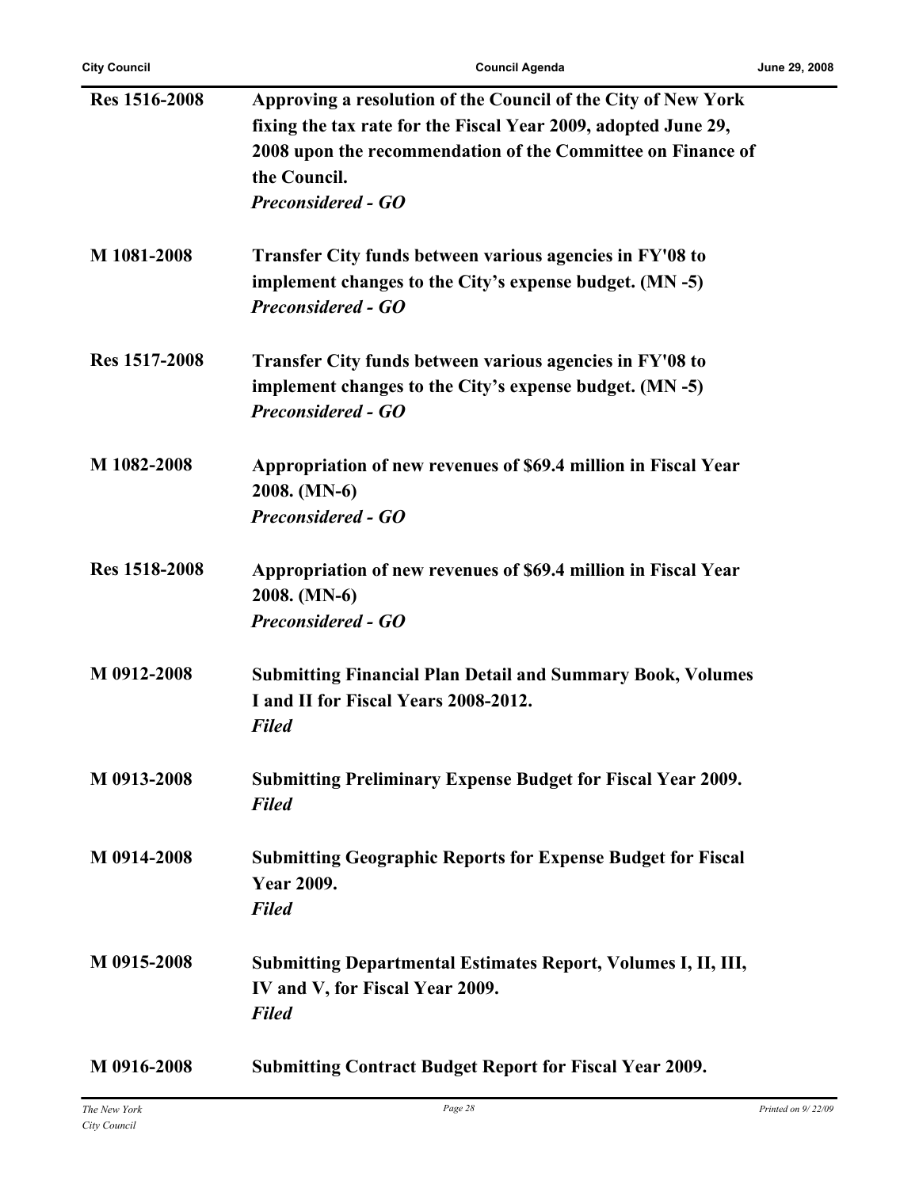| | |
|---|---|
| **Res 1516-2008** | **Approving a resolution of the Council of the City of New York fixing the tax rate for the Fiscal Year 2009, adopted June 29, 2008 upon the recommendation of the Committee on Finance of the Council.**<br>***Preconsidered - GO*** |
| **M 1081-2008** | **Transfer City funds between various agencies in FY'08 to implement changes to the City's expense budget. (MN -5)**<br>***Preconsidered - GO*** |
| **Res 1517-2008** | **Transfer City funds between various agencies in FY'08 to implement changes to the City's expense budget. (MN -5)**<br>***Preconsidered - GO*** |
| **M 1082-2008** | **Appropriation of new revenues of $69.4 million in Fiscal Year 2008. (MN-6)**<br>***Preconsidered - GO*** |
| **Res 1518-2008** | **Appropriation of new revenues of $69.4 million in Fiscal Year 2008. (MN-6)**<br>***Preconsidered - GO*** |
| **M 0912-2008** | **Submitting Financial Plan Detail and Summary Book, Volumes I and II for Fiscal Years 2008-2012.**<br>***Filed*** |
| **M 0913-2008** | **Submitting Preliminary Expense Budget for Fiscal Year 2009.**<br>***Filed*** |
| **M 0914-2008** | **Submitting Geographic Reports for Expense Budget for Fiscal Year 2009.**<br>***Filed*** |
| **M 0915-2008** | **Submitting Departmental Estimates Report, Volumes I, II, III, IV and V, for Fiscal Year 2009.**<br>***Filed*** |
| **M 0916-2008** | **Submitting Contract Budget Report for Fiscal Year 2009.** |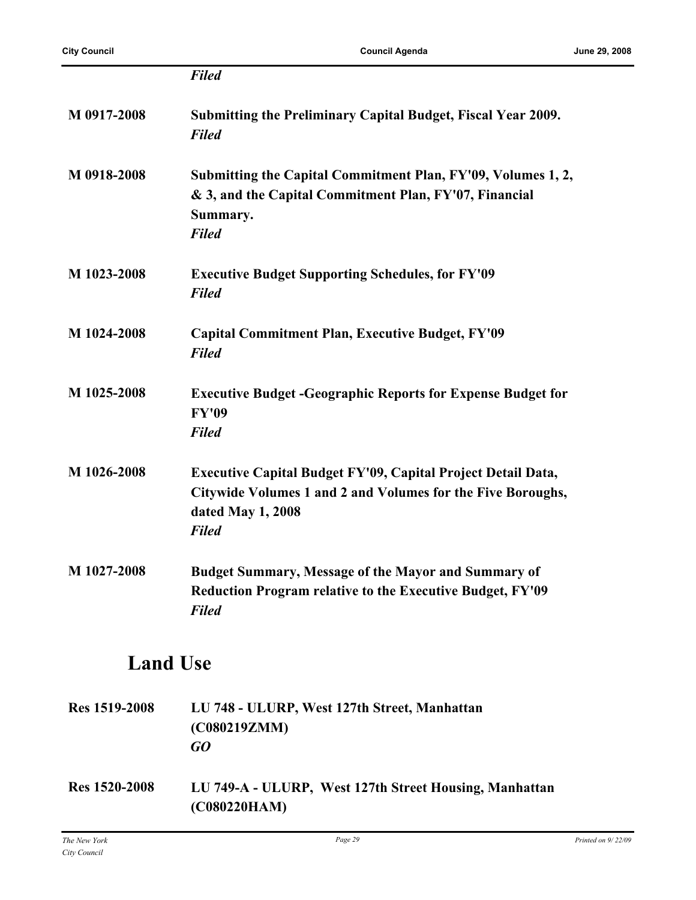*Filed*

**M 0917-2008** **Submitting the Preliminary Capital Budget, Fiscal Year 2009.**
*Filed*

**M 0918-2008** **Submitting the Capital Commitment Plan, FY'09, Volumes 1, 2, & 3, and the Capital Commitment Plan, FY'07, Financial Summary.**
*Filed*

**M 1023-2008** **Executive Budget Supporting Schedules, for FY'09**
*Filed*

**M 1024-2008** **Capital Commitment Plan, Executive Budget, FY'09**
*Filed*

**M 1025-2008** **Executive Budget -Geographic Reports for Expense Budget for FY'09**
*Filed*

**M 1026-2008** **Executive Capital Budget FY'09, Capital Project Detail Data, Citywide Volumes 1 and 2 and Volumes for the Five Boroughs, dated May 1, 2008**
*Filed*

**M 1027-2008** **Budget Summary, Message of the Mayor and Summary of Reduction Program relative to the Executive Budget, FY'09**
*Filed*

## Land Use

**Res 1519-2008** **LU 748 - ULURP, West 127th Street, Manhattan (C080219ZMM)**
***GO***

**Res 1520-2008** **LU 749-A - ULURP, West 127th Street Housing, Manhattan (C080220HAM)**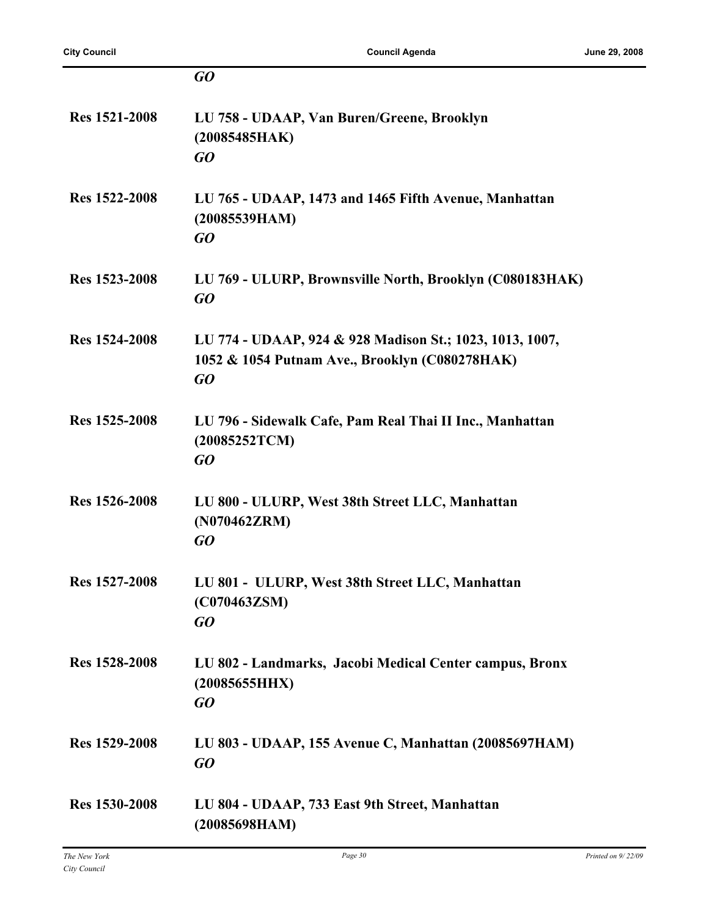*GO*

**Res 1521-2008** **LU 758 - UDAAP, Van Buren/Greene, Brooklyn (20085485HAK)**
*GO*

**Res 1522-2008** **LU 765 - UDAAP, 1473 and 1465 Fifth Avenue, Manhattan (20085539HAM)**
*GO*

**Res 1523-2008** **LU 769 - ULURP, Brownsville North, Brooklyn (C080183HAK)**
*GO*

**Res 1524-2008** **LU 774 - UDAAP, 924 & 928 Madison St.; 1023, 1013, 1007, 1052 & 1054 Putnam Ave., Brooklyn (C080278HAK)**
*GO*

**Res 1525-2008** **LU 796 - Sidewalk Cafe, Pam Real Thai II Inc., Manhattan (20085252TCM)**
*GO*

**Res 1526-2008** **LU 800 - ULURP, West 38th Street LLC, Manhattan (N070462ZRM)**
*GO*

**Res 1527-2008** **LU 801 - ULURP, West 38th Street LLC, Manhattan (C070463ZSM)**
*GO*

**Res 1528-2008** **LU 802 - Landmarks, Jacobi Medical Center campus, Bronx (20085655HHX)**
*GO*

**Res 1529-2008** **LU 803 - UDAAP, 155 Avenue C, Manhattan (20085697HAM)**
*GO*

**Res 1530-2008** **LU 804 - UDAAP, 733 East 9th Street, Manhattan (20085698HAM)**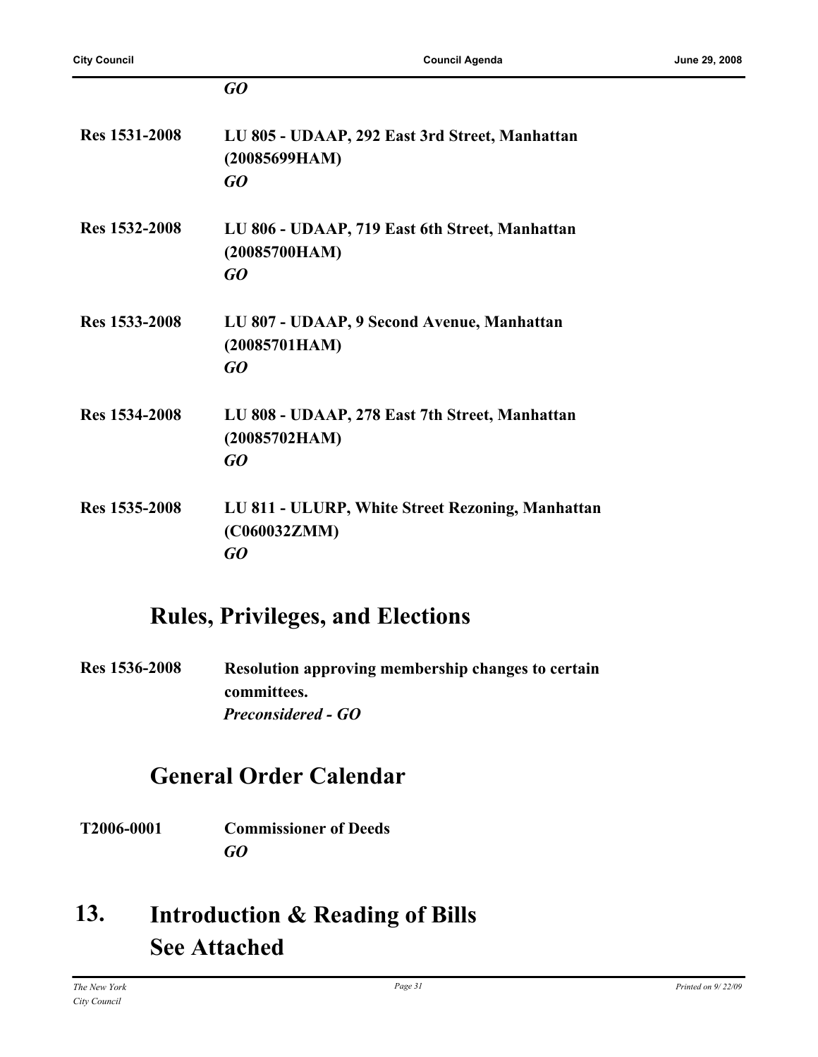*GO*

**Res 1531-2008** **LU 805 - UDAAP, 292 East 3rd Street, Manhattan (20085699HAM)**
***GO***

**Res 1532-2008** **LU 806 - UDAAP, 719 East 6th Street, Manhattan (20085700HAM)**
***GO***

**Res 1533-2008** **LU 807 - UDAAP, 9 Second Avenue, Manhattan (20085701HAM)**
***GO***

**Res 1534-2008** **LU 808 - UDAAP, 278 East 7th Street, Manhattan (20085702HAM)**
***GO***

**Res 1535-2008** **LU 811 - ULURP, White Street Rezoning, Manhattan (C060032ZMM)**
***GO***

## Rules, Privileges, and Elections

**Res 1536-2008** **Resolution approving membership changes to certain committees.**
***Preconsidered - GO***

## General Order Calendar

**T2006-0001** **Commissioner of Deeds**
***GO***

# 13. Introduction & Reading of Bills See Attached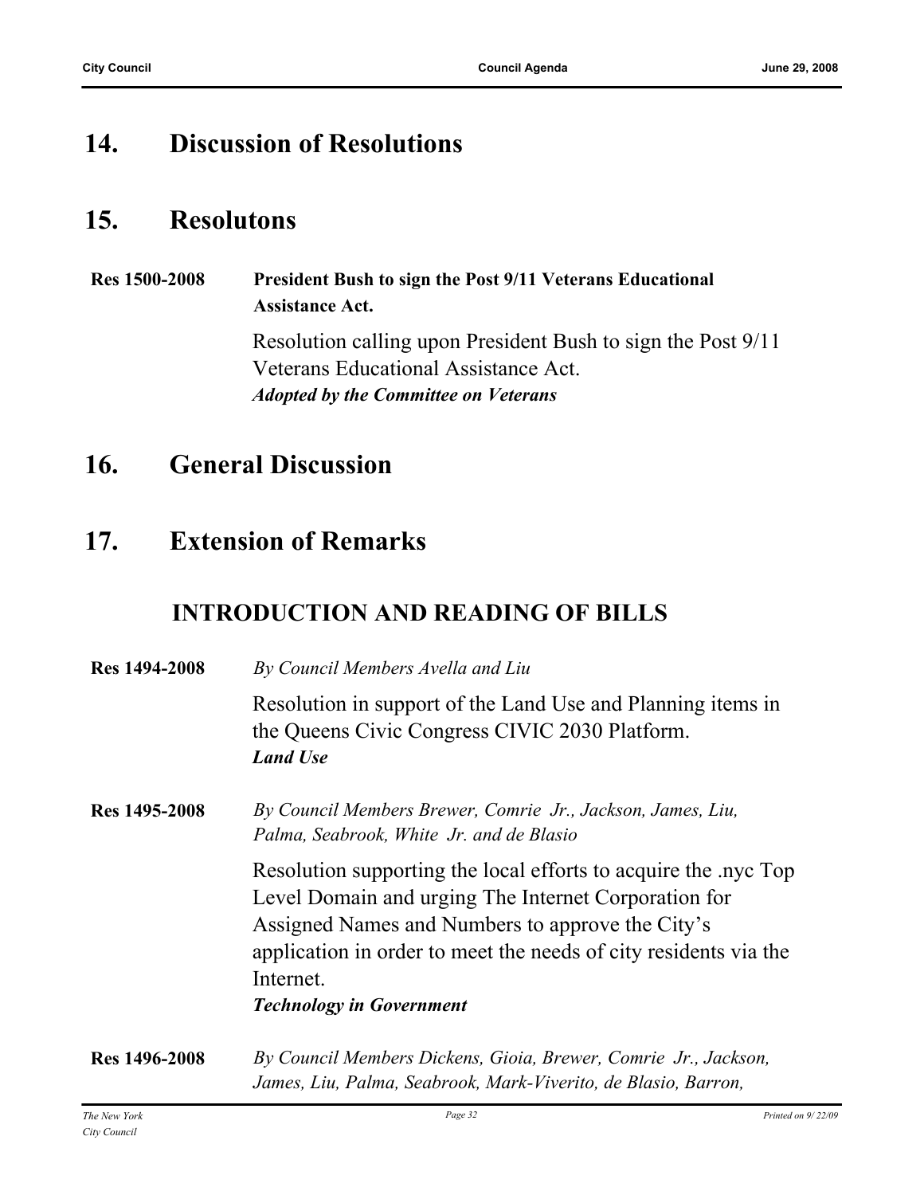## 14. Discussion of Resolutions

## 15. Resolutons

**Res 1500-2008** **President Bush to sign the Post 9/11 Veterans Educational Assistance Act.**

Resolution calling upon President Bush to sign the Post 9/11 Veterans Educational Assistance Act.
***Adopted by the Committee on Veterans***

## 16. General Discussion

## 17. Extension of Remarks

### INTRODUCTION AND READING OF BILLS

**Res 1494-2008** *By Council Members Avella and Liu*

Resolution in support of the Land Use and Planning items in the Queens Civic Congress CIVIC 2030 Platform.
***Land Use***

**Res 1495-2008** *By Council Members Brewer, Comrie Jr., Jackson, James, Liu, Palma, Seabrook, White Jr. and de Blasio*

Resolution supporting the local efforts to acquire the .nyc Top Level Domain and urging The Internet Corporation for Assigned Names and Numbers to approve the City's application in order to meet the needs of city residents via the Internet.
***Technology in Government***

**Res 1496-2008** *By Council Members Dickens, Gioia, Brewer, Comrie Jr., Jackson, James, Liu, Palma, Seabrook, Mark-Viverito, de Blasio, Barron,*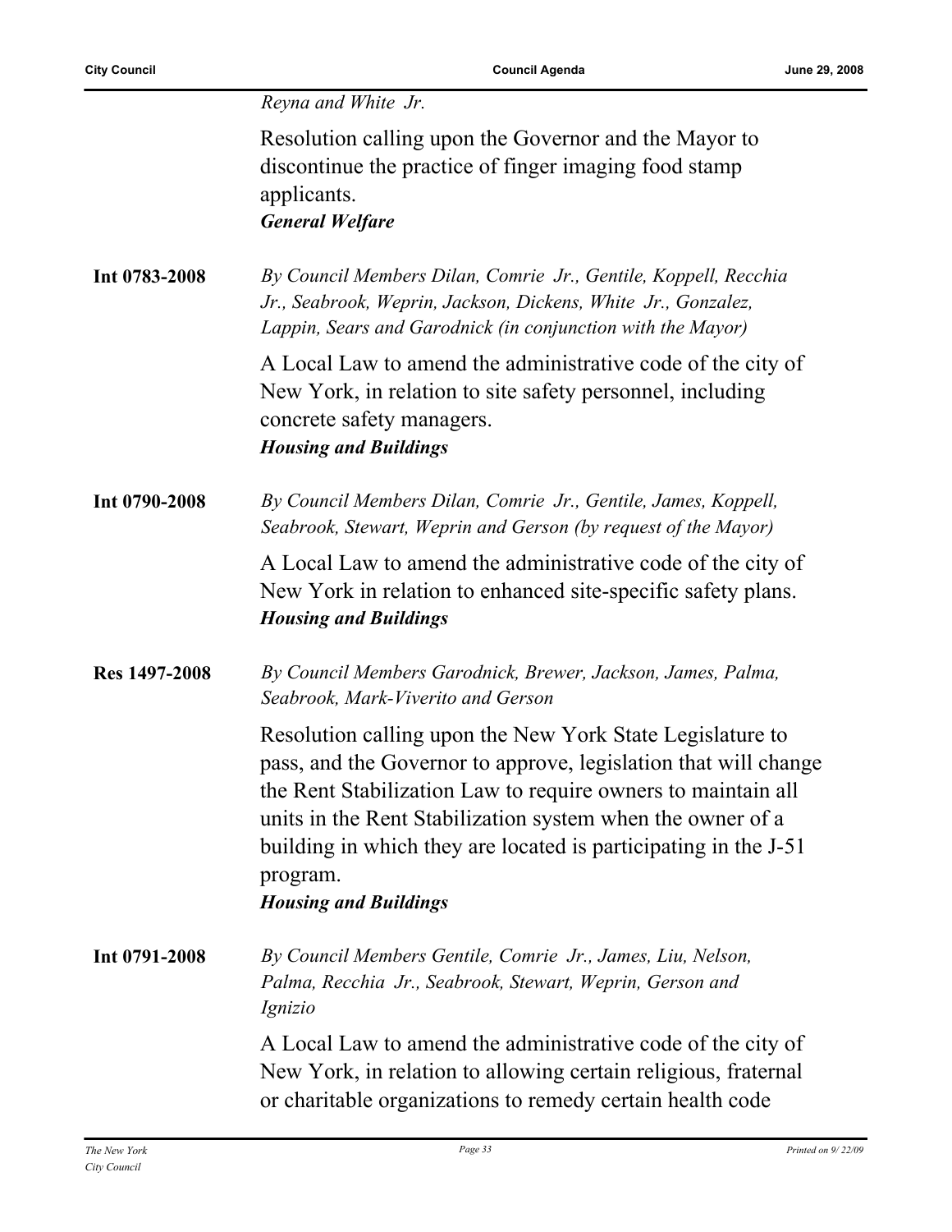*Reyna and White Jr.*

Resolution calling upon the Governor and the Mayor to discontinue the practice of finger imaging food stamp applicants.
***General Welfare***

**Int 0783-2008** *By Council Members Dilan, Comrie Jr., Gentile, Koppell, Recchia Jr., Seabrook, Weprin, Jackson, Dickens, White Jr., Gonzalez, Lappin, Sears and Garodnick (in conjunction with the Mayor)*

A Local Law to amend the administrative code of the city of New York, in relation to site safety personnel, including concrete safety managers.
***Housing and Buildings***

**Int 0790-2008** *By Council Members Dilan, Comrie Jr., Gentile, James, Koppell, Seabrook, Stewart, Weprin and Gerson (by request of the Mayor)*

A Local Law to amend the administrative code of the city of New York in relation to enhanced site-specific safety plans.
***Housing and Buildings***

**Res 1497-2008** *By Council Members Garodnick, Brewer, Jackson, James, Palma, Seabrook, Mark-Viverito and Gerson*

Resolution calling upon the New York State Legislature to pass, and the Governor to approve, legislation that will change the Rent Stabilization Law to require owners to maintain all units in the Rent Stabilization system when the owner of a building in which they are located is participating in the J-51 program.
***Housing and Buildings***

**Int 0791-2008** *By Council Members Gentile, Comrie Jr., James, Liu, Nelson, Palma, Recchia Jr., Seabrook, Stewart, Weprin, Gerson and Ignizio*

A Local Law to amend the administrative code of the city of New York, in relation to allowing certain religious, fraternal or charitable organizations to remedy certain health code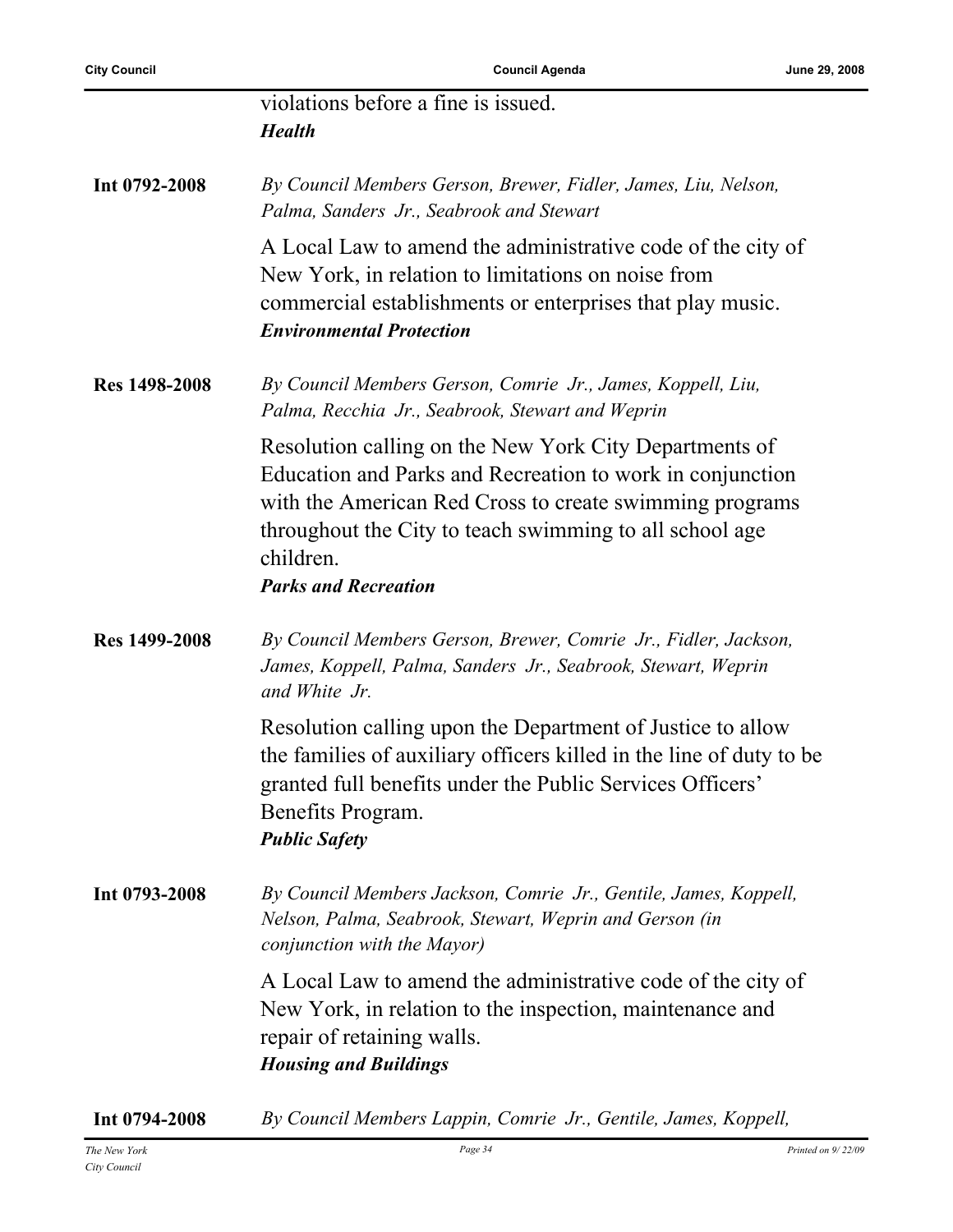violations before a fine is issued.
***Health***

**Int 0792-2008**

*By Council Members Gerson, Brewer, Fidler, James, Liu, Nelson, Palma, Sanders Jr., Seabrook and Stewart*

A Local Law to amend the administrative code of the city of New York, in relation to limitations on noise from commercial establishments or enterprises that play music.
***Environmental Protection***

**Res 1498-2008**

*By Council Members Gerson, Comrie Jr., James, Koppell, Liu, Palma, Recchia Jr., Seabrook, Stewart and Weprin*

Resolution calling on the New York City Departments of Education and Parks and Recreation to work in conjunction with the American Red Cross to create swimming programs throughout the City to teach swimming to all school age children.
***Parks and Recreation***

**Res 1499-2008**

*By Council Members Gerson, Brewer, Comrie Jr., Fidler, Jackson, James, Koppell, Palma, Sanders Jr., Seabrook, Stewart, Weprin and White Jr.*

Resolution calling upon the Department of Justice to allow the families of auxiliary officers killed in the line of duty to be granted full benefits under the Public Services Officers' Benefits Program.
***Public Safety***

**Int 0793-2008**

*By Council Members Jackson, Comrie Jr., Gentile, James, Koppell, Nelson, Palma, Seabrook, Stewart, Weprin and Gerson (in conjunction with the Mayor)*

A Local Law to amend the administrative code of the city of New York, in relation to the inspection, maintenance and repair of retaining walls.
***Housing and Buildings***

**Int 0794-2008**

*By Council Members Lappin, Comrie Jr., Gentile, James, Koppell,*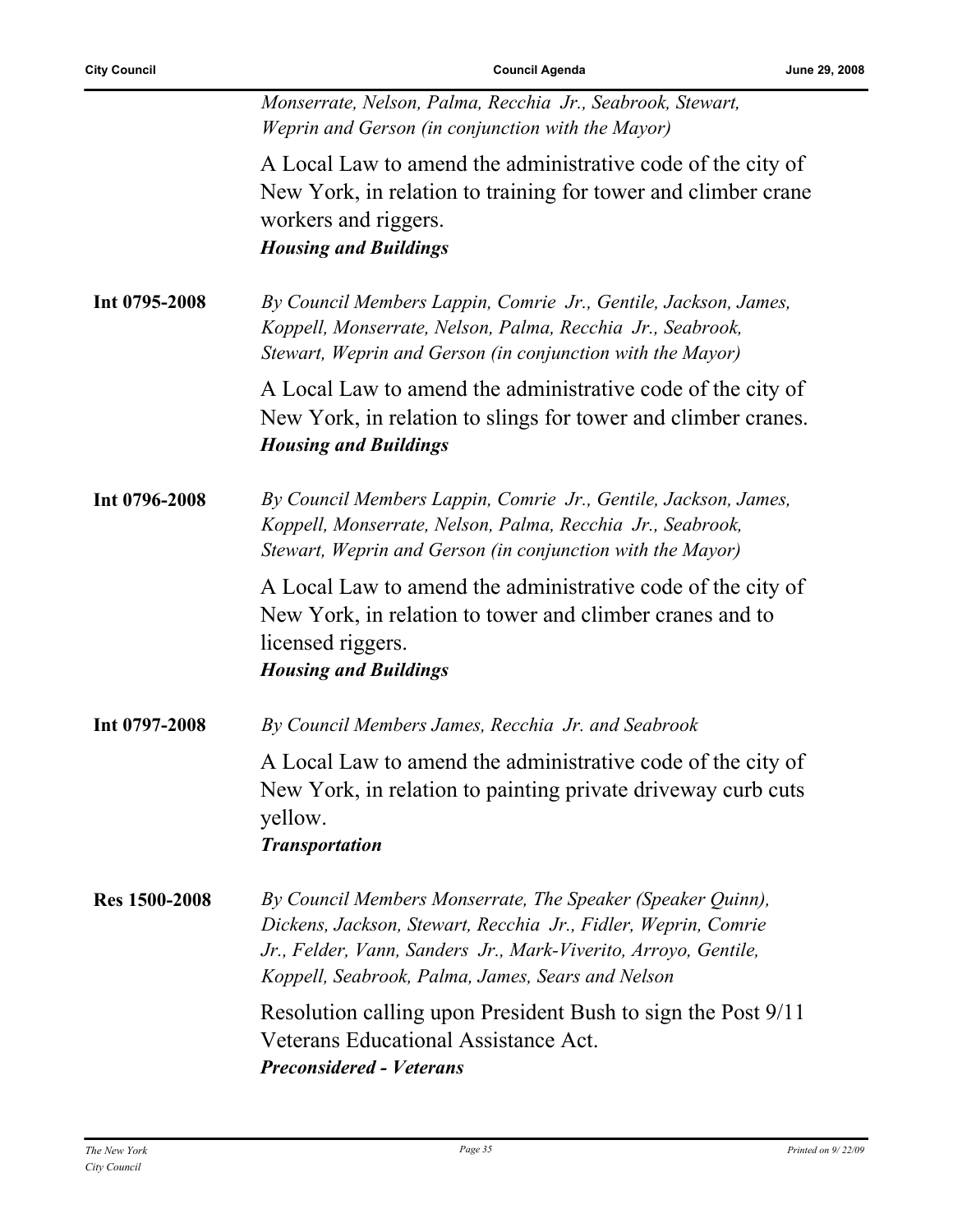*Monserrate, Nelson, Palma, Recchia Jr., Seabrook, Stewart, Weprin and Gerson (in conjunction with the Mayor)*

A Local Law to amend the administrative code of the city of New York, in relation to training for tower and climber crane workers and riggers.
***Housing and Buildings***

**Int 0795-2008** *By Council Members Lappin, Comrie Jr., Gentile, Jackson, James, Koppell, Monserrate, Nelson, Palma, Recchia Jr., Seabrook, Stewart, Weprin and Gerson (in conjunction with the Mayor)*

A Local Law to amend the administrative code of the city of New York, in relation to slings for tower and climber cranes.
***Housing and Buildings***

**Int 0796-2008** *By Council Members Lappin, Comrie Jr., Gentile, Jackson, James, Koppell, Monserrate, Nelson, Palma, Recchia Jr., Seabrook, Stewart, Weprin and Gerson (in conjunction with the Mayor)*

A Local Law to amend the administrative code of the city of New York, in relation to tower and climber cranes and to licensed riggers.
***Housing and Buildings***

**Int 0797-2008** *By Council Members James, Recchia Jr. and Seabrook*

A Local Law to amend the administrative code of the city of New York, in relation to painting private driveway curb cuts yellow.
***Transportation***

**Res 1500-2008** *By Council Members Monserrate, The Speaker (Speaker Quinn), Dickens, Jackson, Stewart, Recchia Jr., Fidler, Weprin, Comrie Jr., Felder, Vann, Sanders Jr., Mark-Viverito, Arroyo, Gentile, Koppell, Seabrook, Palma, James, Sears and Nelson*

Resolution calling upon President Bush to sign the Post 9/11 Veterans Educational Assistance Act.
***Preconsidered - Veterans***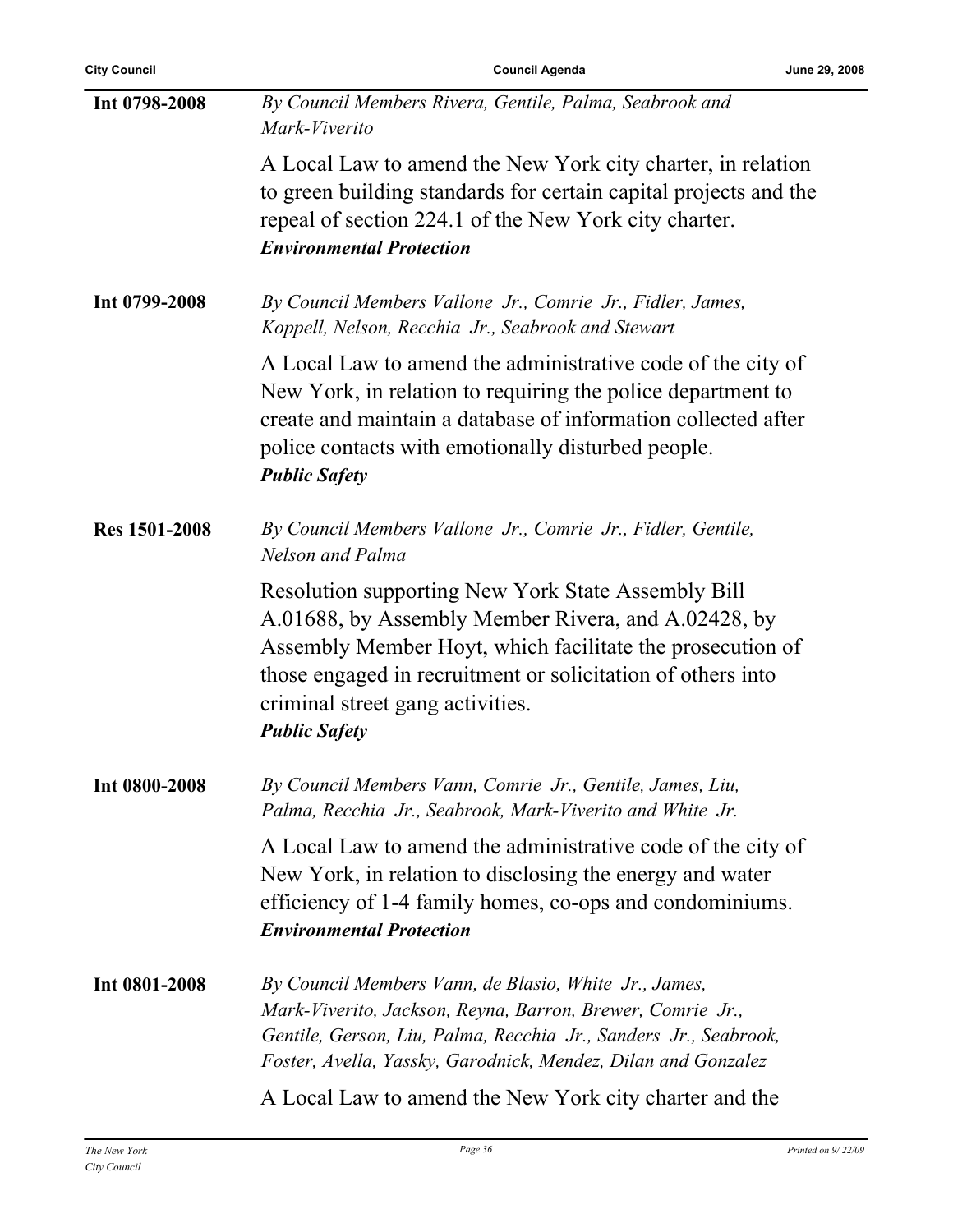**Int 0798-2008**

*By Council Members Rivera, Gentile, Palma, Seabrook and Mark-Viverito*

A Local Law to amend the New York city charter, in relation to green building standards for certain capital projects and the repeal of section 224.1 of the New York city charter.
***Environmental Protection***

**Int 0799-2008**

*By Council Members Vallone Jr., Comrie Jr., Fidler, James, Koppell, Nelson, Recchia Jr., Seabrook and Stewart*

A Local Law to amend the administrative code of the city of New York, in relation to requiring the police department to create and maintain a database of information collected after police contacts with emotionally disturbed people.
***Public Safety***

**Res 1501-2008**

*By Council Members Vallone Jr., Comrie Jr., Fidler, Gentile, Nelson and Palma*

Resolution supporting New York State Assembly Bill A.01688, by Assembly Member Rivera, and A.02428, by Assembly Member Hoyt, which facilitate the prosecution of those engaged in recruitment or solicitation of others into criminal street gang activities.
***Public Safety***

**Int 0800-2008**

*By Council Members Vann, Comrie Jr., Gentile, James, Liu, Palma, Recchia Jr., Seabrook, Mark-Viverito and White Jr.*

A Local Law to amend the administrative code of the city of New York, in relation to disclosing the energy and water efficiency of 1-4 family homes, co-ops and condominiums.
***Environmental Protection***

**Int 0801-2008**

*By Council Members Vann, de Blasio, White Jr., James, Mark-Viverito, Jackson, Reyna, Barron, Brewer, Comrie Jr., Gentile, Gerson, Liu, Palma, Recchia Jr., Sanders Jr., Seabrook, Foster, Avella, Yassky, Garodnick, Mendez, Dilan and Gonzalez*

A Local Law to amend the New York city charter and the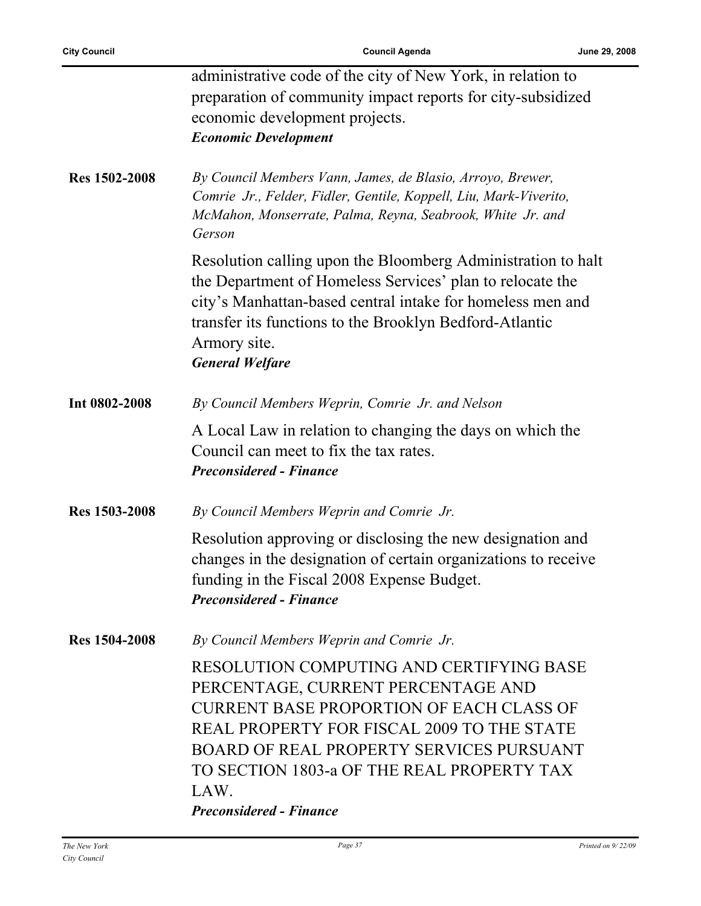administrative code of the city of New York, in relation to preparation of community impact reports for city-subsidized economic development projects.
***Economic Development***

**Res 1502-2008** *By Council Members Vann, James, de Blasio, Arroyo, Brewer, Comrie Jr., Felder, Fidler, Gentile, Koppell, Liu, Mark-Viverito, McMahon, Monserrate, Palma, Reyna, Seabrook, White Jr. and Gerson*

Resolution calling upon the Bloomberg Administration to halt the Department of Homeless Services' plan to relocate the city's Manhattan-based central intake for homeless men and transfer its functions to the Brooklyn Bedford-Atlantic Armory site.
***General Welfare***

**Int 0802-2008** *By Council Members Weprin, Comrie Jr. and Nelson*

A Local Law in relation to changing the days on which the Council can meet to fix the tax rates.
***Preconsidered - Finance***

**Res 1503-2008** *By Council Members Weprin and Comrie Jr.*

Resolution approving or disclosing the new designation and changes in the designation of certain organizations to receive funding in the Fiscal 2008 Expense Budget.
***Preconsidered - Finance***

**Res 1504-2008** *By Council Members Weprin and Comrie Jr.*

RESOLUTION COMPUTING AND CERTIFYING BASE PERCENTAGE, CURRENT PERCENTAGE AND CURRENT BASE PROPORTION OF EACH CLASS OF REAL PROPERTY FOR FISCAL 2009 TO THE STATE BOARD OF REAL PROPERTY SERVICES PURSUANT TO SECTION 1803-a OF THE REAL PROPERTY TAX LAW.
***Preconsidered - Finance***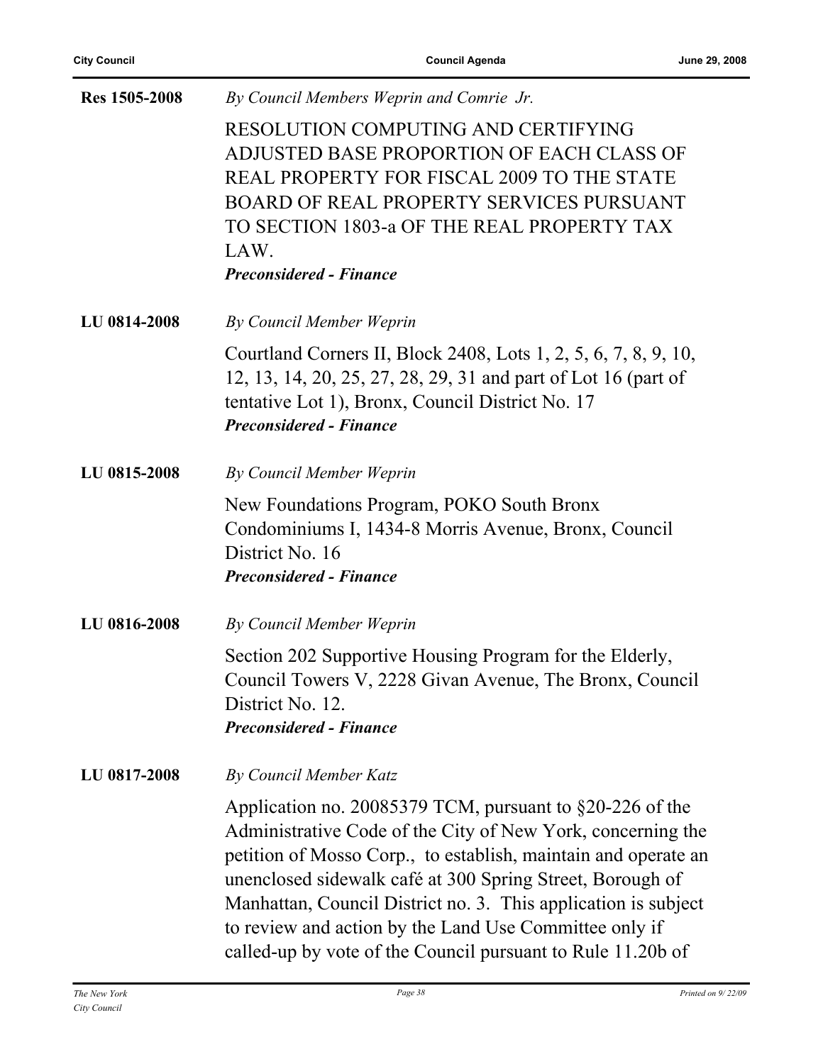**Res 1505-2008** *By Council Members Weprin and Comrie Jr.*

RESOLUTION COMPUTING AND CERTIFYING ADJUSTED BASE PROPORTION OF EACH CLASS OF REAL PROPERTY FOR FISCAL 2009 TO THE STATE BOARD OF REAL PROPERTY SERVICES PURSUANT TO SECTION 1803-a OF THE REAL PROPERTY TAX LAW.

***Preconsidered - Finance***

**LU 0814-2008** *By Council Member Weprin*

Courtland Corners II, Block 2408, Lots 1, 2, 5, 6, 7, 8, 9, 10, 12, 13, 14, 20, 25, 27, 28, 29, 31 and part of Lot 16 (part of tentative Lot 1), Bronx, Council District No. 17

***Preconsidered - Finance***

**LU 0815-2008** *By Council Member Weprin*

New Foundations Program, POKO South Bronx Condominiums I, 1434-8 Morris Avenue, Bronx, Council District No. 16

***Preconsidered - Finance***

**LU 0816-2008** *By Council Member Weprin*

Section 202 Supportive Housing Program for the Elderly, Council Towers V, 2228 Givan Avenue, The Bronx, Council District No. 12.

***Preconsidered - Finance***

**LU 0817-2008** *By Council Member Katz*

Application no. 20085379 TCM, pursuant to §20-226 of the Administrative Code of the City of New York, concerning the petition of Mosso Corp., to establish, maintain and operate an unenclosed sidewalk café at 300 Spring Street, Borough of Manhattan, Council District no. 3. This application is subject to review and action by the Land Use Committee only if called-up by vote of the Council pursuant to Rule 11.20b of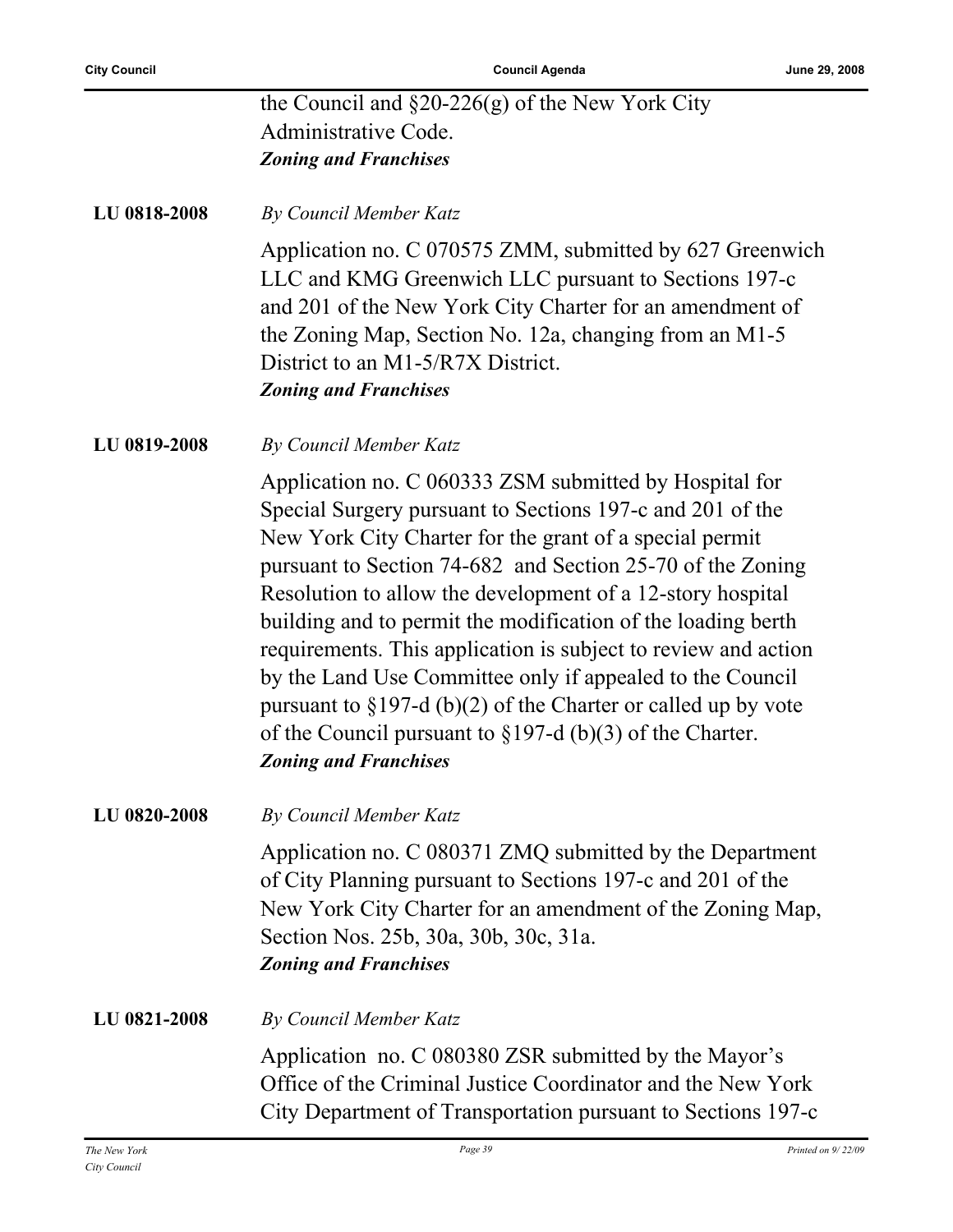the Council and §20-226(g) of the New York City Administrative Code.
***Zoning and Franchises***

**LU 0818-2008** *By Council Member Katz*

Application no. C 070575 ZMM, submitted by 627 Greenwich LLC and KMG Greenwich LLC pursuant to Sections 197-c and 201 of the New York City Charter for an amendment of the Zoning Map, Section No. 12a, changing from an M1-5 District to an M1-5/R7X District.
***Zoning and Franchises***

**LU 0819-2008** *By Council Member Katz*

Application no. C 060333 ZSM submitted by Hospital for Special Surgery pursuant to Sections 197-c and 201 of the New York City Charter for the grant of a special permit pursuant to Section 74-682 and Section 25-70 of the Zoning Resolution to allow the development of a 12-story hospital building and to permit the modification of the loading berth requirements. This application is subject to review and action by the Land Use Committee only if appealed to the Council pursuant to §197-d (b)(2) of the Charter or called up by vote of the Council pursuant to §197-d (b)(3) of the Charter.
***Zoning and Franchises***

**LU 0820-2008** *By Council Member Katz*

Application no. C 080371 ZMQ submitted by the Department of City Planning pursuant to Sections 197-c and 201 of the New York City Charter for an amendment of the Zoning Map, Section Nos. 25b, 30a, 30b, 30c, 31a.
***Zoning and Franchises***

**LU 0821-2008** *By Council Member Katz*

Application no. C 080380 ZSR submitted by the Mayor's Office of the Criminal Justice Coordinator and the New York City Department of Transportation pursuant to Sections 197-c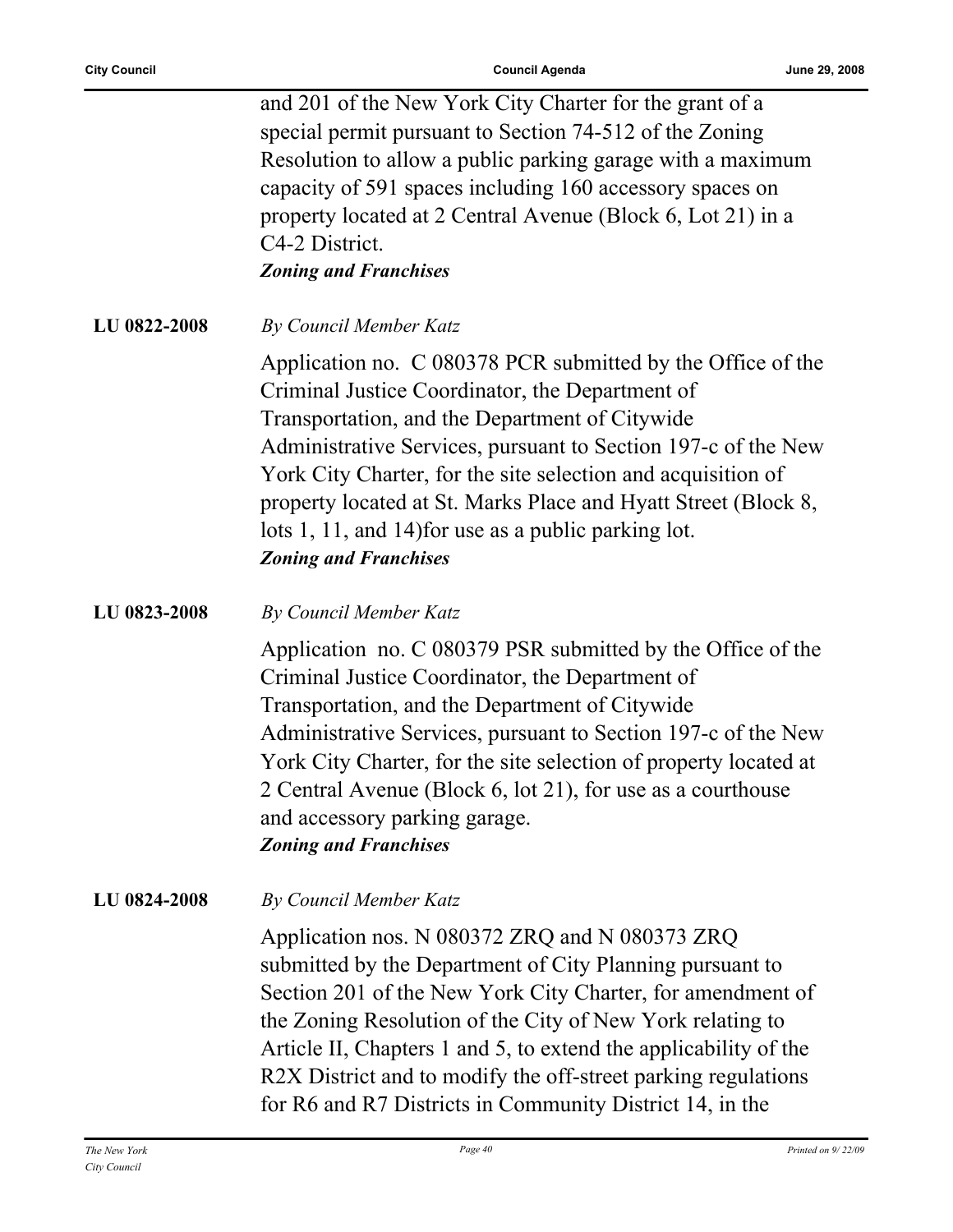and 201 of the New York City Charter for the grant of a special permit pursuant to Section 74-512 of the Zoning Resolution to allow a public parking garage with a maximum capacity of 591 spaces including 160 accessory spaces on property located at 2 Central Avenue (Block 6, Lot 21) in a C4-2 District.
***Zoning and Franchises***

**LU 0822-2008** *By Council Member Katz*

Application no. C 080378 PCR submitted by the Office of the Criminal Justice Coordinator, the Department of Transportation, and the Department of Citywide Administrative Services, pursuant to Section 197-c of the New York City Charter, for the site selection and acquisition of property located at St. Marks Place and Hyatt Street (Block 8, lots 1, 11, and 14)for use as a public parking lot.
***Zoning and Franchises***

**LU 0823-2008** *By Council Member Katz*

Application no. C 080379 PSR submitted by the Office of the Criminal Justice Coordinator, the Department of Transportation, and the Department of Citywide Administrative Services, pursuant to Section 197-c of the New York City Charter, for the site selection of property located at 2 Central Avenue (Block 6, lot 21), for use as a courthouse and accessory parking garage.
***Zoning and Franchises***

**LU 0824-2008** *By Council Member Katz*

Application nos. N 080372 ZRQ and N 080373 ZRQ submitted by the Department of City Planning pursuant to Section 201 of the New York City Charter, for amendment of the Zoning Resolution of the City of New York relating to Article II, Chapters 1 and 5, to extend the applicability of the R2X District and to modify the off-street parking regulations for R6 and R7 Districts in Community District 14, in the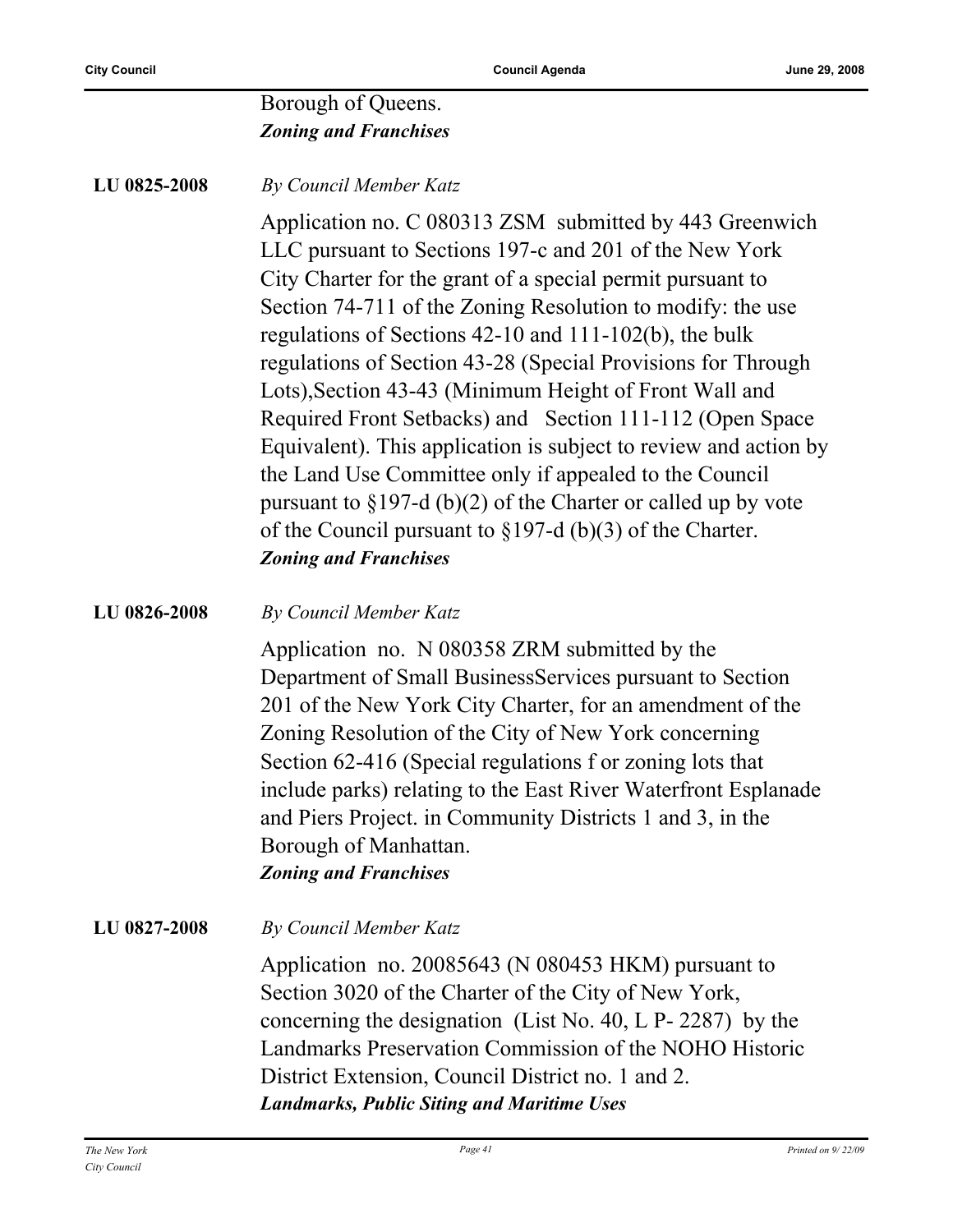Borough of Queens.
***Zoning and Franchises***

**LU 0825-2008** *By Council Member Katz*

Application no. C 080313 ZSM submitted by 443 Greenwich LLC pursuant to Sections 197-c and 201 of the New York City Charter for the grant of a special permit pursuant to Section 74-711 of the Zoning Resolution to modify: the use regulations of Sections 42-10 and 111-102(b), the bulk regulations of Section 43-28 (Special Provisions for Through Lots),Section 43-43 (Minimum Height of Front Wall and Required Front Setbacks) and Section 111-112 (Open Space Equivalent). This application is subject to review and action by the Land Use Committee only if appealed to the Council pursuant to §197-d (b)(2) of the Charter or called up by vote of the Council pursuant to §197-d (b)(3) of the Charter.
***Zoning and Franchises***

**LU 0826-2008** *By Council Member Katz*

Application no. N 080358 ZRM submitted by the Department of Small BusinessServices pursuant to Section 201 of the New York City Charter, for an amendment of the Zoning Resolution of the City of New York concerning Section 62-416 (Special regulations f or zoning lots that include parks) relating to the East River Waterfront Esplanade and Piers Project. in Community Districts 1 and 3, in the Borough of Manhattan.
***Zoning and Franchises***

**LU 0827-2008** *By Council Member Katz*

Application no. 20085643 (N 080453 HKM) pursuant to Section 3020 of the Charter of the City of New York, concerning the designation (List No. 40, L P- 2287) by the Landmarks Preservation Commission of the NOHO Historic District Extension, Council District no. 1 and 2.
***Landmarks, Public Siting and Maritime Uses***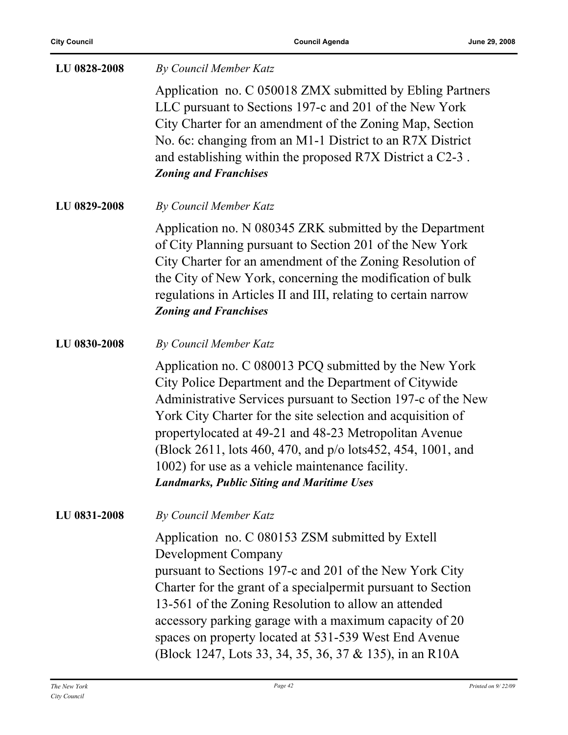**LU 0828-2008** *By Council Member Katz*

Application no. C 050018 ZMX submitted by Ebling Partners LLC pursuant to Sections 197-c and 201 of the New York City Charter for an amendment of the Zoning Map, Section No. 6c: changing from an M1-1 District to an R7X District and establishing within the proposed R7X District a C2-3 .

***Zoning and Franchises***

**LU 0829-2008** *By Council Member Katz*

Application no. N 080345 ZRK submitted by the Department of City Planning pursuant to Section 201 of the New York City Charter for an amendment of the Zoning Resolution of the City of New York, concerning the modification of bulk regulations in Articles II and III, relating to certain narrow

***Zoning and Franchises***

**LU 0830-2008** *By Council Member Katz*

Application no. C 080013 PCQ submitted by the New York City Police Department and the Department of Citywide Administrative Services pursuant to Section 197-c of the New York City Charter for the site selection and acquisition of propertylocated at 49-21 and 48-23 Metropolitan Avenue (Block 2611, lots 460, 470, and p/o lots452, 454, 1001, and 1002) for use as a vehicle maintenance facility.

***Landmarks, Public Siting and Maritime Uses***

**LU 0831-2008** *By Council Member Katz*

Application no. C 080153 ZSM submitted by Extell Development Company
pursuant to Sections 197-c and 201 of the New York City Charter for the grant of a specialpermit pursuant to Section 13-561 of the Zoning Resolution to allow an attended accessory parking garage with a maximum capacity of 20 spaces on property located at 531-539 West End Avenue (Block 1247, Lots 33, 34, 35, 36, 37 & 135), in an R10A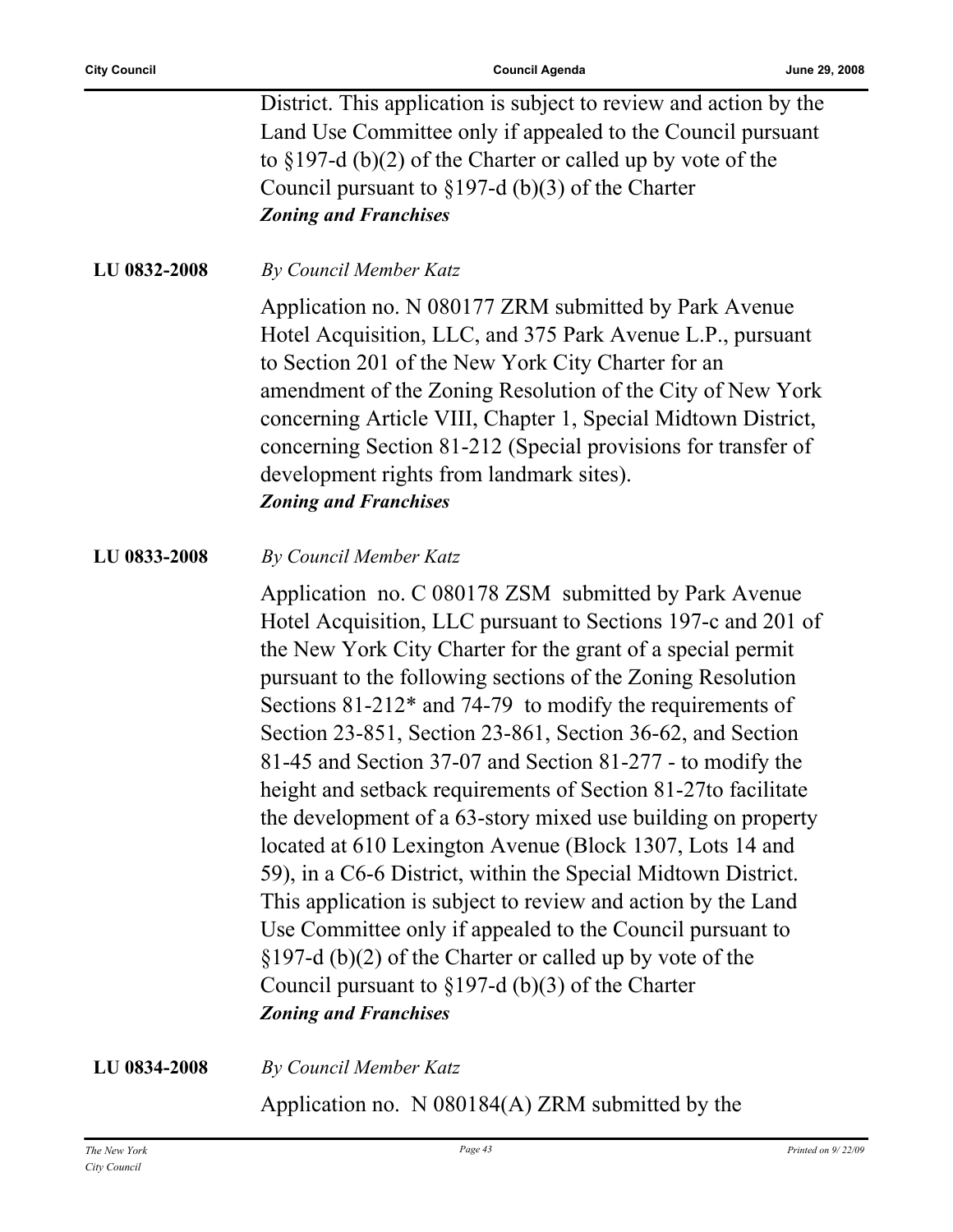District. This application is subject to review and action by the Land Use Committee only if appealed to the Council pursuant to §197-d (b)(2) of the Charter or called up by vote of the Council pursuant to §197-d (b)(3) of the Charter
***Zoning and Franchises***

**LU 0832-2008** *By Council Member Katz*

Application no. N 080177 ZRM submitted by Park Avenue Hotel Acquisition, LLC, and 375 Park Avenue L.P., pursuant to Section 201 of the New York City Charter for an amendment of the Zoning Resolution of the City of New York concerning Article VIII, Chapter 1, Special Midtown District, concerning Section 81-212 (Special provisions for transfer of development rights from landmark sites).
***Zoning and Franchises***

**LU 0833-2008** *By Council Member Katz*

Application no. C 080178 ZSM submitted by Park Avenue Hotel Acquisition, LLC pursuant to Sections 197-c and 201 of the New York City Charter for the grant of a special permit pursuant to the following sections of the Zoning Resolution Sections 81-212* and 74-79 to modify the requirements of Section 23-851, Section 23-861, Section 36-62, and Section 81-45 and Section 37-07 and Section 81-277 - to modify the height and setback requirements of Section 81-27to facilitate the development of a 63-story mixed use building on property located at 610 Lexington Avenue (Block 1307, Lots 14 and 59), in a C6-6 District, within the Special Midtown District. This application is subject to review and action by the Land Use Committee only if appealed to the Council pursuant to §197-d (b)(2) of the Charter or called up by vote of the Council pursuant to §197-d (b)(3) of the Charter
***Zoning and Franchises***

**LU 0834-2008** *By Council Member Katz*

Application no. N 080184(A) ZRM submitted by the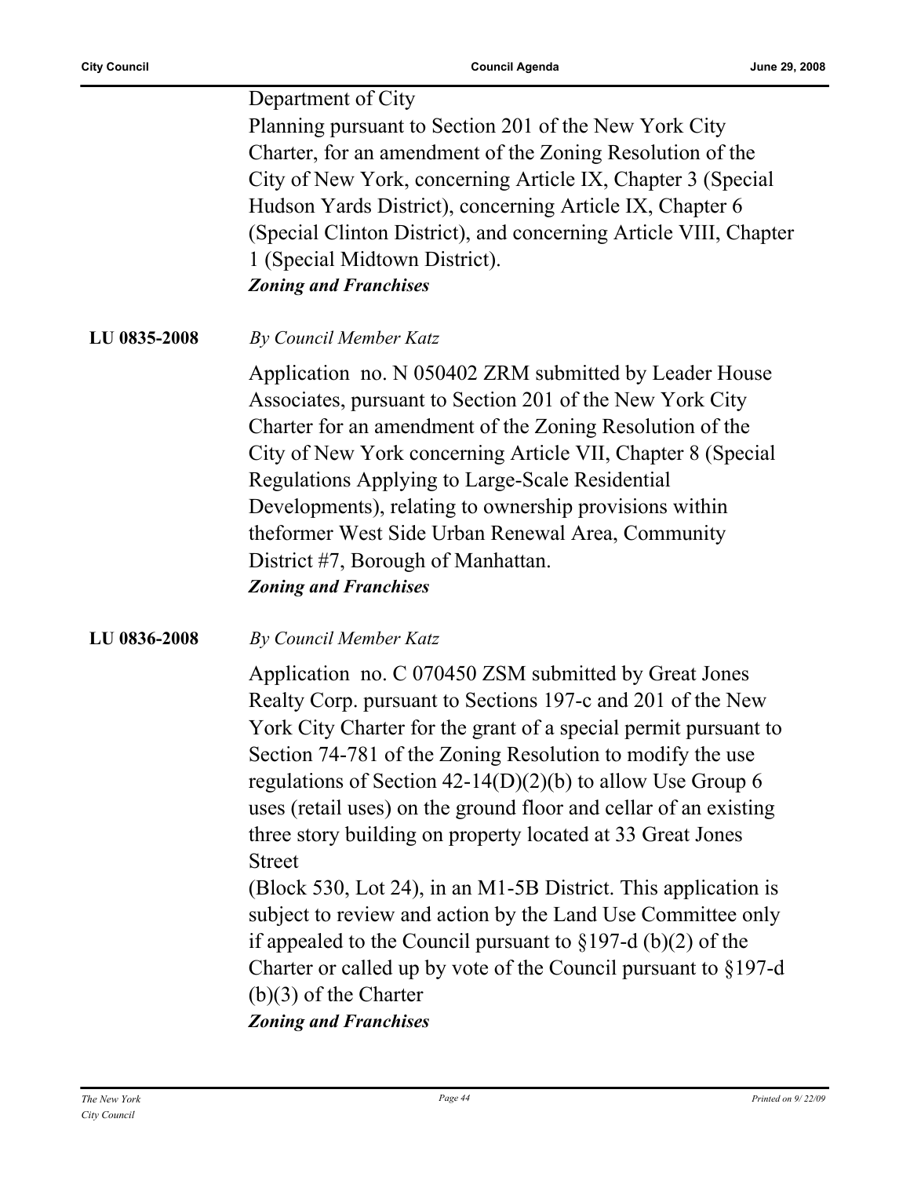Department of City Planning pursuant to Section 201 of the New York City Charter, for an amendment of the Zoning Resolution of the City of New York, concerning Article IX, Chapter 3 (Special Hudson Yards District), concerning Article IX, Chapter 6 (Special Clinton District), and concerning Article VIII, Chapter 1 (Special Midtown District).

***Zoning and Franchises***

**LU 0835-2008** *By Council Member Katz*

Application no. N 050402 ZRM submitted by Leader House Associates, pursuant to Section 201 of the New York City Charter for an amendment of the Zoning Resolution of the City of New York concerning Article VII, Chapter 8 (Special Regulations Applying to Large-Scale Residential Developments), relating to ownership provisions within theformer West Side Urban Renewal Area, Community District #7, Borough of Manhattan.

***Zoning and Franchises***

**LU 0836-2008** *By Council Member Katz*

Application no. C 070450 ZSM submitted by Great Jones Realty Corp. pursuant to Sections 197-c and 201 of the New York City Charter for the grant of a special permit pursuant to Section 74-781 of the Zoning Resolution to modify the use regulations of Section 42-14(D)(2)(b) to allow Use Group 6 uses (retail uses) on the ground floor and cellar of an existing three story building on property located at 33 Great Jones Street

(Block 530, Lot 24), in an M1-5B District. This application is subject to review and action by the Land Use Committee only if appealed to the Council pursuant to §197-d (b)(2) of the Charter or called up by vote of the Council pursuant to §197-d (b)(3) of the Charter

***Zoning and Franchises***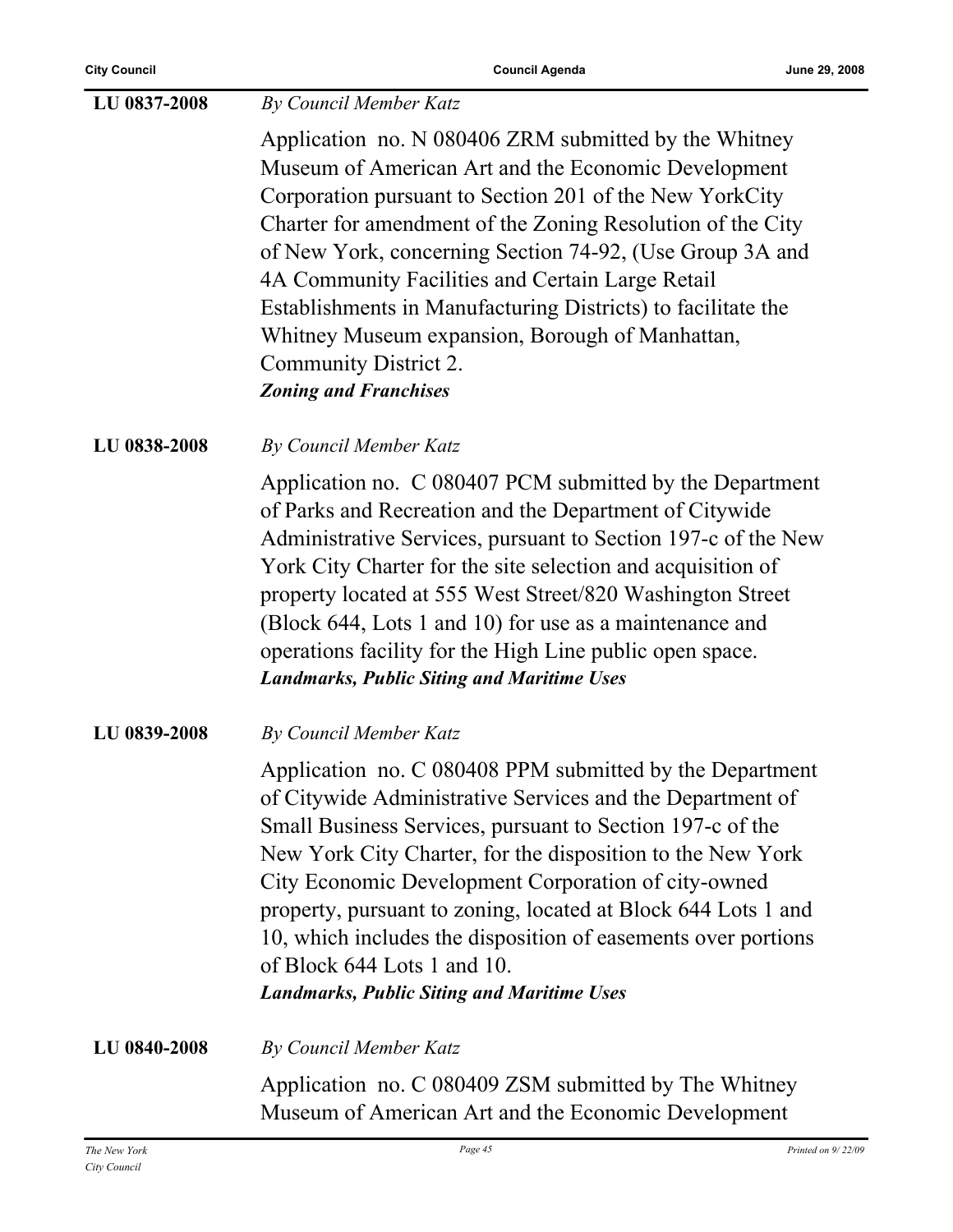**LU 0837-2008** *By Council Member Katz*

Application no. N 080406 ZRM submitted by the Whitney Museum of American Art and the Economic Development Corporation pursuant to Section 201 of the New YorkCity Charter for amendment of the Zoning Resolution of the City of New York, concerning Section 74-92, (Use Group 3A and 4A Community Facilities and Certain Large Retail Establishments in Manufacturing Districts) to facilitate the Whitney Museum expansion, Borough of Manhattan, Community District 2.
***Zoning and Franchises***

**LU 0838-2008** *By Council Member Katz*

Application no. C 080407 PCM submitted by the Department of Parks and Recreation and the Department of Citywide Administrative Services, pursuant to Section 197-c of the New York City Charter for the site selection and acquisition of property located at 555 West Street/820 Washington Street (Block 644, Lots 1 and 10) for use as a maintenance and operations facility for the High Line public open space.
***Landmarks, Public Siting and Maritime Uses***

**LU 0839-2008** *By Council Member Katz*

Application no. C 080408 PPM submitted by the Department of Citywide Administrative Services and the Department of Small Business Services, pursuant to Section 197-c of the New York City Charter, for the disposition to the New York City Economic Development Corporation of city-owned property, pursuant to zoning, located at Block 644 Lots 1 and 10, which includes the disposition of easements over portions of Block 644 Lots 1 and 10.
***Landmarks, Public Siting and Maritime Uses***

**LU 0840-2008** *By Council Member Katz*

Application no. C 080409 ZSM submitted by The Whitney Museum of American Art and the Economic Development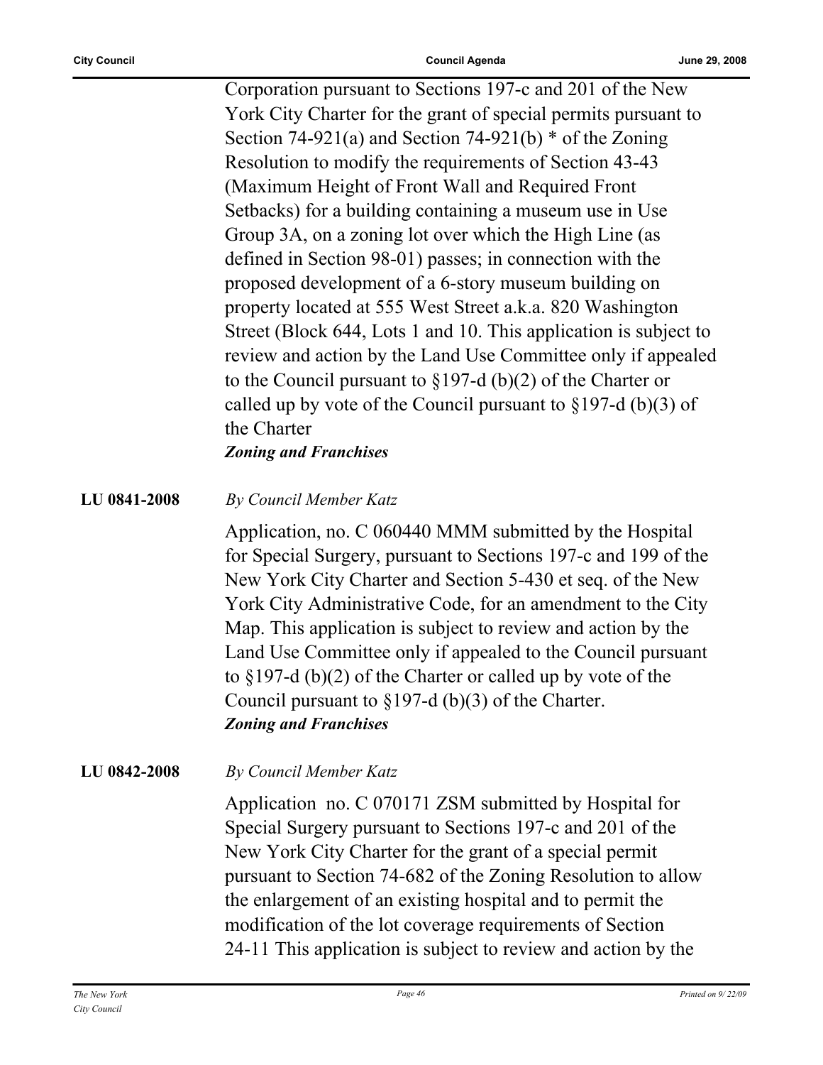Corporation pursuant to Sections 197-c and 201 of the New York City Charter for the grant of special permits pursuant to Section 74-921(a) and Section 74-921(b) * of the Zoning Resolution to modify the requirements of Section 43-43 (Maximum Height of Front Wall and Required Front Setbacks) for a building containing a museum use in Use Group 3A, on a zoning lot over which the High Line (as defined in Section 98-01) passes; in connection with the proposed development of a 6-story museum building on property located at 555 West Street a.k.a. 820 Washington Street (Block 644, Lots 1 and 10. This application is subject to review and action by the Land Use Committee only if appealed to the Council pursuant to §197-d (b)(2) of the Charter or called up by vote of the Council pursuant to §197-d (b)(3) of the Charter

***Zoning and Franchises***

**LU 0841-2008** *By Council Member Katz*

Application, no. C 060440 MMM submitted by the Hospital for Special Surgery, pursuant to Sections 197-c and 199 of the New York City Charter and Section 5-430 et seq. of the New York City Administrative Code, for an amendment to the City Map. This application is subject to review and action by the Land Use Committee only if appealed to the Council pursuant to §197-d (b)(2) of the Charter or called up by vote of the Council pursuant to §197-d (b)(3) of the Charter.

***Zoning and Franchises***

**LU 0842-2008** *By Council Member Katz*

Application no. C 070171 ZSM submitted by Hospital for Special Surgery pursuant to Sections 197-c and 201 of the New York City Charter for the grant of a special permit pursuant to Section 74-682 of the Zoning Resolution to allow the enlargement of an existing hospital and to permit the modification of the lot coverage requirements of Section 24-11 This application is subject to review and action by the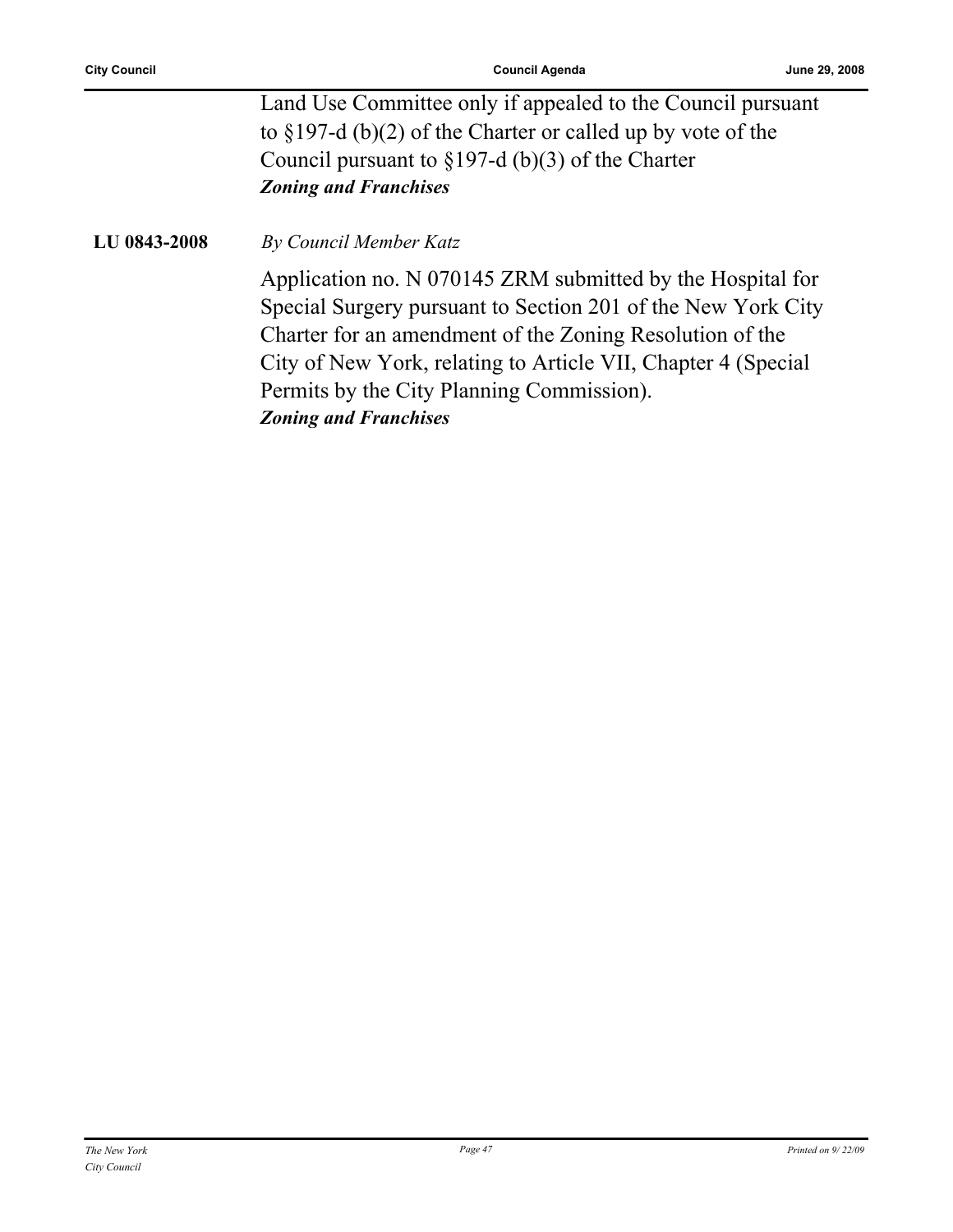Land Use Committee only if appealed to the Council pursuant to §197-d (b)(2) of the Charter or called up by vote of the Council pursuant to §197-d (b)(3) of the Charter
***Zoning and Franchises***

**LU 0843-2008** *By Council Member Katz*

Application no. N 070145 ZRM submitted by the Hospital for Special Surgery pursuant to Section 201 of the New York City Charter for an amendment of the Zoning Resolution of the City of New York, relating to Article VII, Chapter 4 (Special Permits by the City Planning Commission).
***Zoning and Franchises***